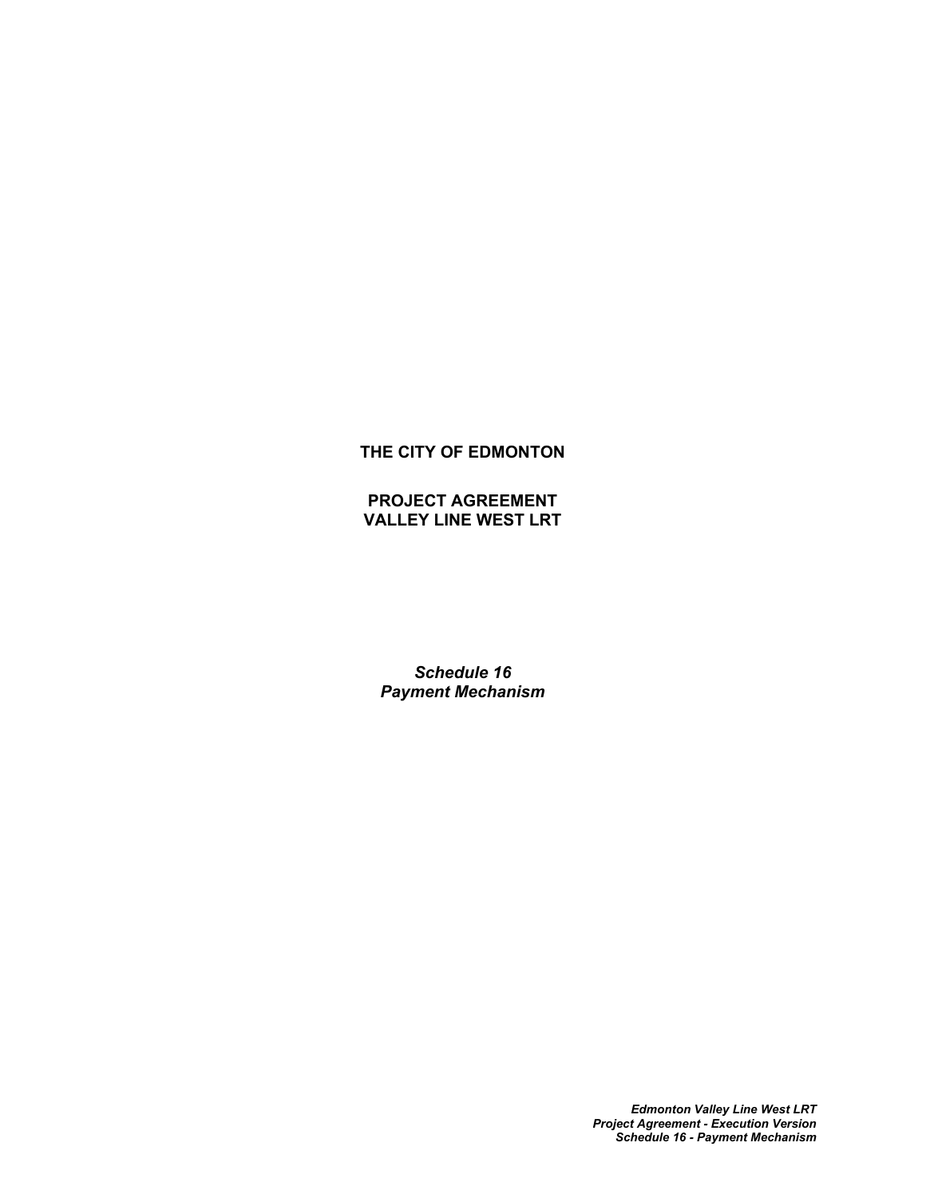**THE CITY OF EDMONTON**

**PROJECT AGREEMENT**
**VALLEY LINE WEST LRT**

***Schedule 16***
***Payment Mechanism***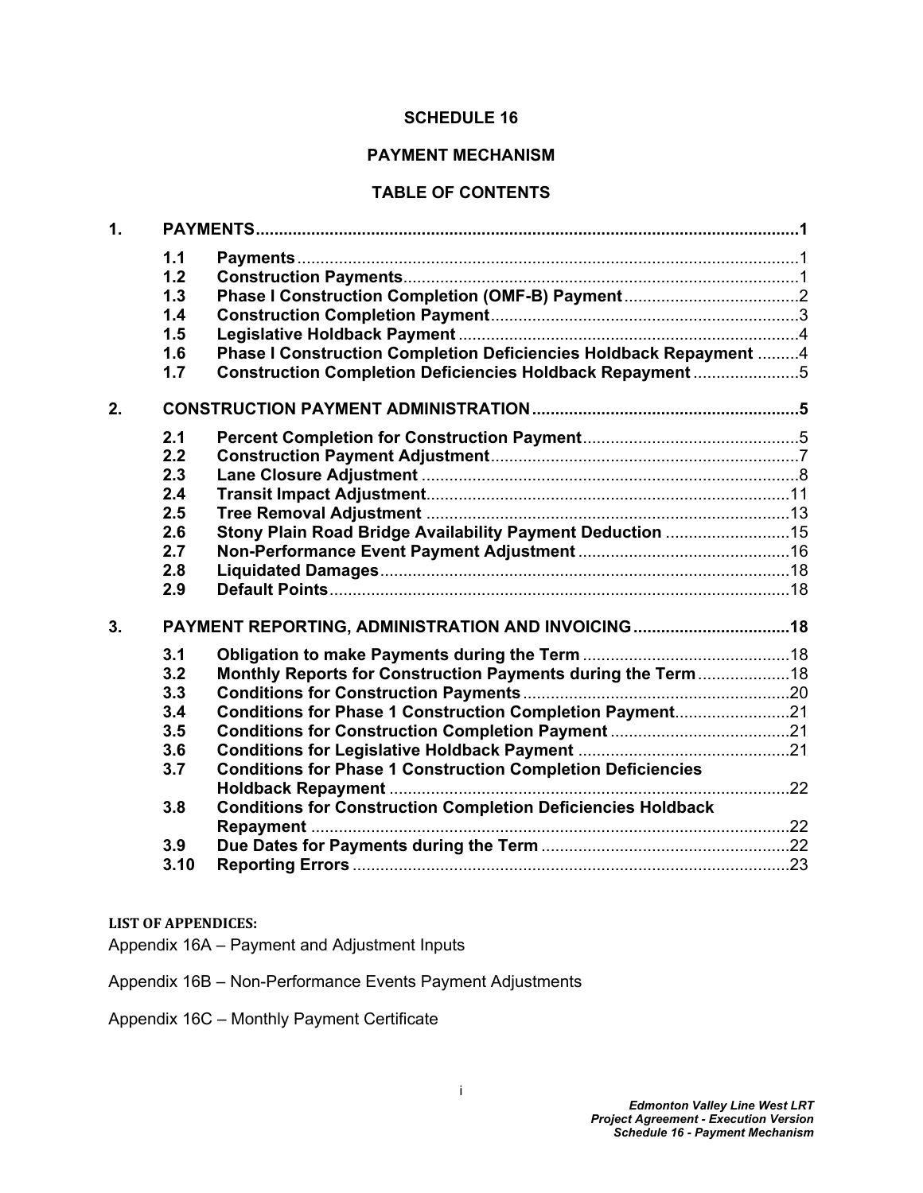# SCHEDULE 16

## PAYMENT MECHANISM

### TABLE OF CONTENTS

| | | | |
|---|---|---|---|
| **1.** | **PAYMENTS** | | **1** |
| | **1.1** | **Payments** | 1 |
| | **1.2** | **Construction Payments** | 1 |
| | **1.3** | **Phase I Construction Completion (OMF-B) Payment** | 2 |
| | **1.4** | **Construction Completion Payment** | 3 |
| | **1.5** | **Legislative Holdback Payment** | 4 |
| | **1.6** | **Phase I Construction Completion Deficiencies Holdback Repayment** | 4 |
| | **1.7** | **Construction Completion Deficiencies Holdback Repayment** | 5 |
| **2.** | **CONSTRUCTION PAYMENT ADMINISTRATION** | | **5** |
| | **2.1** | **Percent Completion for Construction Payment** | 5 |
| | **2.2** | **Construction Payment Adjustment** | 7 |
| | **2.3** | **Lane Closure Adjustment** | 8 |
| | **2.4** | **Transit Impact Adjustment** | 11 |
| | **2.5** | **Tree Removal Adjustment** | 13 |
| | **2.6** | **Stony Plain Road Bridge Availability Payment Deduction** | 15 |
| | **2.7** | **Non-Performance Event Payment Adjustment** | 16 |
| | **2.8** | **Liquidated Damages** | 18 |
| | **2.9** | **Default Points** | 18 |
| **3.** | **PAYMENT REPORTING, ADMINISTRATION AND INVOICING** | | **18** |
| | **3.1** | **Obligation to make Payments during the Term** | 18 |
| | **3.2** | **Monthly Reports for Construction Payments during the Term** | 18 |
| | **3.3** | **Conditions for Construction Payments** | 20 |
| | **3.4** | **Conditions for Phase 1 Construction Completion Payment** | 21 |
| | **3.5** | **Conditions for Construction Completion Payment** | 21 |
| | **3.6** | **Conditions for Legislative Holdback Payment** | 21 |
| | **3.7** | **Conditions for Phase 1 Construction Completion Deficiencies Holdback Repayment** | 22 |
| | **3.8** | **Conditions for Construction Completion Deficiencies Holdback Repayment** | 22 |
| | **3.9** | **Due Dates for Payments during the Term** | 22 |
| | **3.10** | **Reporting Errors** | 23 |

**LIST OF APPENDICES:**

Appendix 16A – Payment and Adjustment Inputs

Appendix 16B – Non-Performance Events Payment Adjustments

Appendix 16C – Monthly Payment Certificate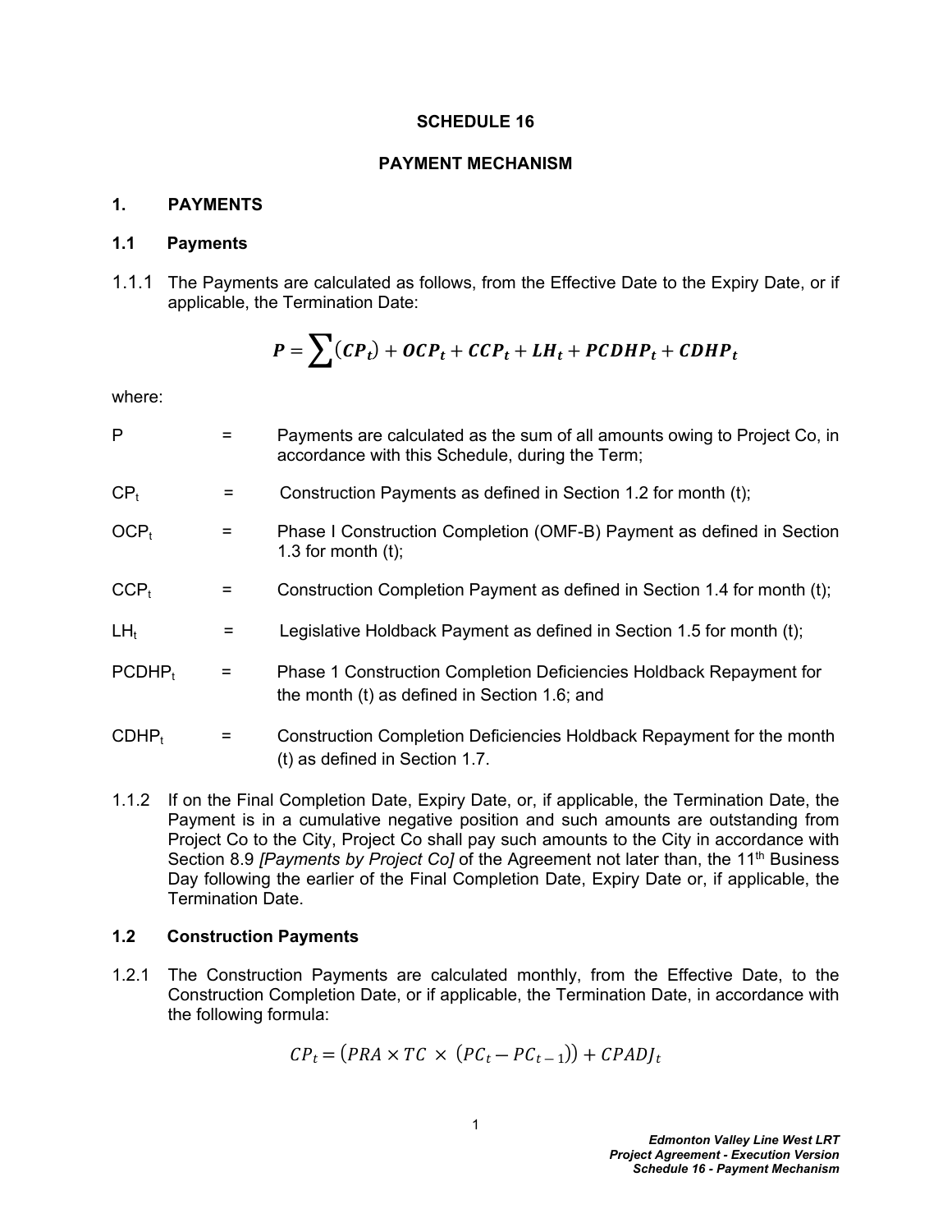# SCHEDULE 16

# PAYMENT MECHANISM

## 1. PAYMENTS

### 1.1 Payments

1.1.1 The Payments are calculated as follows, from the Effective Date to the Expiry Date, or if applicable, the Termination Date:

$$P = \sum(CP_t) + OCP_t + CCP_t + LH_t + PCDHP_t + CDHP_t$$

where:

| | | |
|---|---|---|
| P | = | Payments are calculated as the sum of all amounts owing to Project Co, in accordance with this Schedule, during the Term; |
| $CP_t$ | = | Construction Payments as defined in Section 1.2 for month (t); |
| $OCP_t$ | = | Phase I Construction Completion (OMF-B) Payment as defined in Section 1.3 for month (t); |
| $CCP_t$ | = | Construction Completion Payment as defined in Section 1.4 for month (t); |
| $LH_t$ | = | Legislative Holdback Payment as defined in Section 1.5 for month (t); |
| $PCDHP_t$ | = | Phase 1 Construction Completion Deficiencies Holdback Repayment for the month (t) as defined in Section 1.6; and |
| $CDHP_t$ | = | Construction Completion Deficiencies Holdback Repayment for the month (t) as defined in Section 1.7. |

1.1.2 If on the Final Completion Date, Expiry Date, or, if applicable, the Termination Date, the Payment is in a cumulative negative position and such amounts are outstanding from Project Co to the City, Project Co shall pay such amounts to the City in accordance with Section 8.9 *[Payments by Project Co]* of the Agreement not later than, the 11th Business Day following the earlier of the Final Completion Date, Expiry Date or, if applicable, the Termination Date.

### 1.2 Construction Payments

1.2.1 The Construction Payments are calculated monthly, from the Effective Date, to the Construction Completion Date, or if applicable, the Termination Date, in accordance with the following formula:

$$CP_t = (PRA \times TC \times (PC_t - PC_{t-1})) + CPADJ_t$$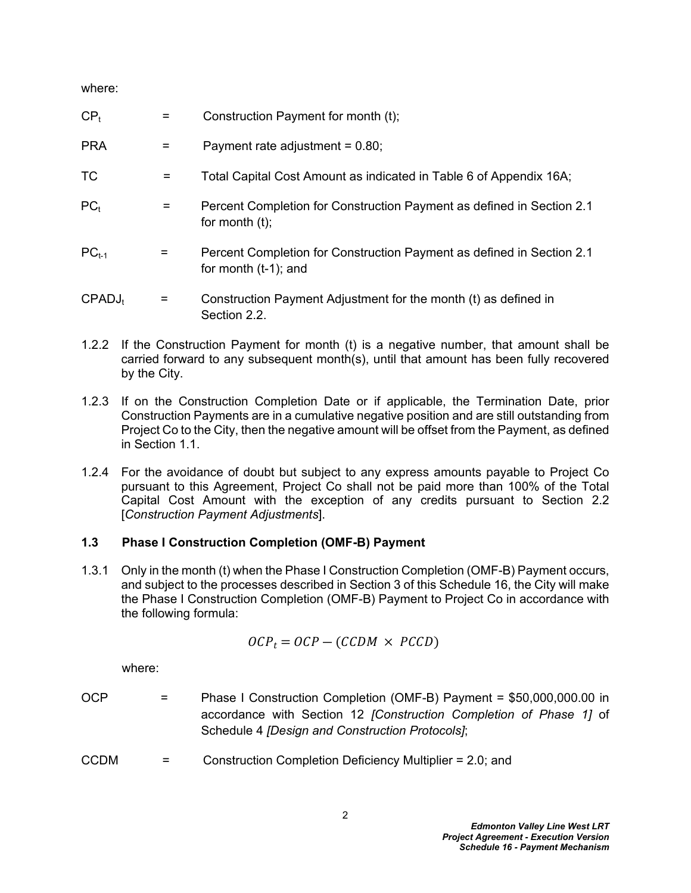where:

$CP_t$ = Construction Payment for month (t);

PRA = Payment rate adjustment = 0.80;

TC = Total Capital Cost Amount as indicated in Table 6 of Appendix 16A;

$PC_t$ = Percent Completion for Construction Payment as defined in Section 2.1 for month (t);

$PC_{t-1}$ = Percent Completion for Construction Payment as defined in Section 2.1 for month (t-1); and

$CPADJ_t$ = Construction Payment Adjustment for the month (t) as defined in Section 2.2.

1.2.2 If the Construction Payment for month (t) is a negative number, that amount shall be carried forward to any subsequent month(s), until that amount has been fully recovered by the City.

1.2.3 If on the Construction Completion Date or if applicable, the Termination Date, prior Construction Payments are in a cumulative negative position and are still outstanding from Project Co to the City, then the negative amount will be offset from the Payment, as defined in Section 1.1.

1.2.4 For the avoidance of doubt but subject to any express amounts payable to Project Co pursuant to this Agreement, Project Co shall not be paid more than 100% of the Total Capital Cost Amount with the exception of any credits pursuant to Section 2.2 [*Construction Payment Adjustments*].

### 1.3 Phase I Construction Completion (OMF-B) Payment

1.3.1 Only in the month (t) when the Phase I Construction Completion (OMF-B) Payment occurs, and subject to the processes described in Section 3 of this Schedule 16, the City will make the Phase I Construction Completion (OMF-B) Payment to Project Co in accordance with the following formula:

$$OCP_t = OCP - (CCDM \times PCCD)$$

where:

OCP = Phase I Construction Completion (OMF-B) Payment = $50,000,000.00 in accordance with Section 12 *[Construction Completion of Phase 1]* of Schedule 4 *[Design and Construction Protocols]*;

CCDM = Construction Completion Deficiency Multiplier = 2.0; and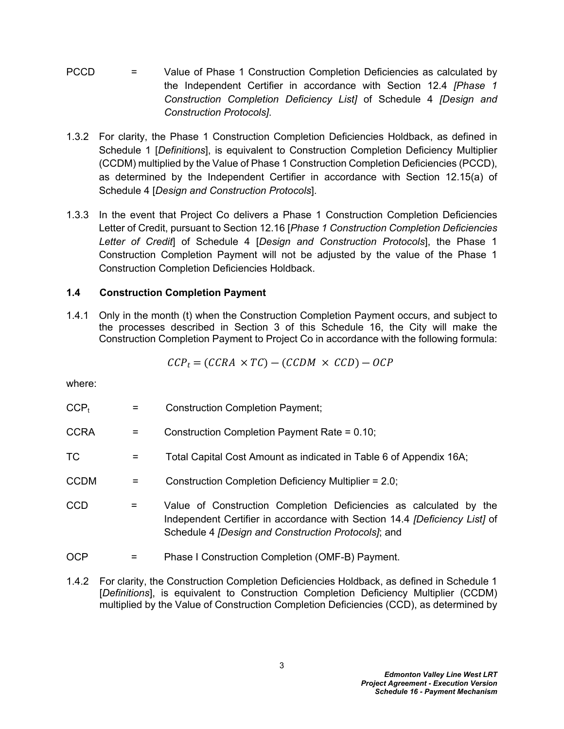PCCD = Value of Phase 1 Construction Completion Deficiencies as calculated by the Independent Certifier in accordance with Section 12.4 *[Phase 1 Construction Completion Deficiency List]* of Schedule 4 *[Design and Construction Protocols]*.

1.3.2 For clarity, the Phase 1 Construction Completion Deficiencies Holdback, as defined in Schedule 1 [*Definitions*], is equivalent to Construction Completion Deficiency Multiplier (CCDM) multiplied by the Value of Phase 1 Construction Completion Deficiencies (PCCD), as determined by the Independent Certifier in accordance with Section 12.15(a) of Schedule 4 [*Design and Construction Protocols*].

1.3.3 In the event that Project Co delivers a Phase 1 Construction Completion Deficiencies Letter of Credit, pursuant to Section 12.16 [*Phase 1 Construction Completion Deficiencies Letter of Credit*] of Schedule 4 [*Design and Construction Protocols*], the Phase 1 Construction Completion Payment will not be adjusted by the value of the Phase 1 Construction Completion Deficiencies Holdback.

### 1.4 Construction Completion Payment

1.4.1 Only in the month (t) when the Construction Completion Payment occurs, and subject to the processes described in Section 3 of this Schedule 16, the City will make the Construction Completion Payment to Project Co in accordance with the following formula:

$$CCP_t = (CCRA \times TC) - (CCDM \times CCD) - OCP$$

where:

$CCP_t$ = Construction Completion Payment;

CCRA = Construction Completion Payment Rate = 0.10;

TC = Total Capital Cost Amount as indicated in Table 6 of Appendix 16A;

CCDM = Construction Completion Deficiency Multiplier = 2.0;

CCD = Value of Construction Completion Deficiencies as calculated by the Independent Certifier in accordance with Section 14.4 *[Deficiency List]* of Schedule 4 *[Design and Construction Protocols]*; and

OCP = Phase I Construction Completion (OMF-B) Payment.

1.4.2 For clarity, the Construction Completion Deficiencies Holdback, as defined in Schedule 1 [*Definitions*], is equivalent to Construction Completion Deficiency Multiplier (CCDM) multiplied by the Value of Construction Completion Deficiencies (CCD), as determined by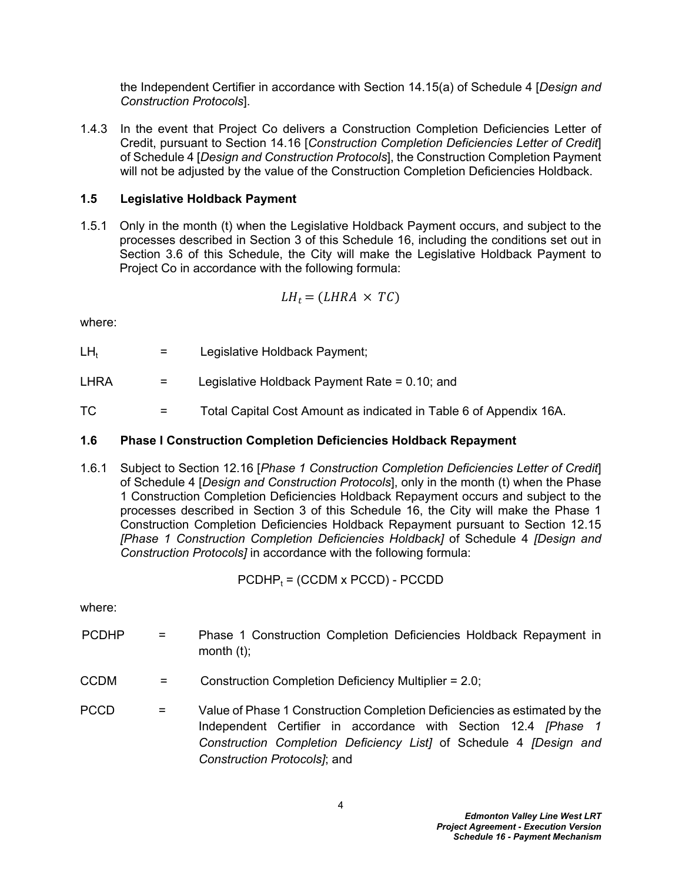the Independent Certifier in accordance with Section 14.15(a) of Schedule 4 [*Design and Construction Protocols*].

1.4.3 In the event that Project Co delivers a Construction Completion Deficiencies Letter of Credit, pursuant to Section 14.16 [*Construction Completion Deficiencies Letter of Credit*] of Schedule 4 [*Design and Construction Protocols*], the Construction Completion Payment will not be adjusted by the value of the Construction Completion Deficiencies Holdback.

### 1.5 Legislative Holdback Payment

1.5.1 Only in the month (t) when the Legislative Holdback Payment occurs, and subject to the processes described in Section 3 of this Schedule 16, including the conditions set out in Section 3.6 of this Schedule, the City will make the Legislative Holdback Payment to Project Co in accordance with the following formula:

$$LH_t = (LHRA \times TC)$$

where:

$LH_t$ = Legislative Holdback Payment;

LHRA = Legislative Holdback Payment Rate = 0.10; and

TC = Total Capital Cost Amount as indicated in Table 6 of Appendix 16A.

### 1.6 Phase I Construction Completion Deficiencies Holdback Repayment

1.6.1 Subject to Section 12.16 [*Phase 1 Construction Completion Deficiencies Letter of Credit*] of Schedule 4 [*Design and Construction Protocols*], only in the month (t) when the Phase 1 Construction Completion Deficiencies Holdback Repayment occurs and subject to the processes described in Section 3 of this Schedule 16, the City will make the Phase 1 Construction Completion Deficiencies Holdback Repayment pursuant to Section 12.15 *[Phase 1 Construction Completion Deficiencies Holdback]* of Schedule 4 *[Design and Construction Protocols]* in accordance with the following formula:

$$PCDHP_t = (CCDM \times PCCD) - PCCDD$$

where:

PCDHP = Phase 1 Construction Completion Deficiencies Holdback Repayment in month (t);

CCDM = Construction Completion Deficiency Multiplier = 2.0;

PCCD = Value of Phase 1 Construction Completion Deficiencies as estimated by the Independent Certifier in accordance with Section 12.4 *[Phase 1 Construction Completion Deficiency List]* of Schedule 4 *[Design and Construction Protocols]*; and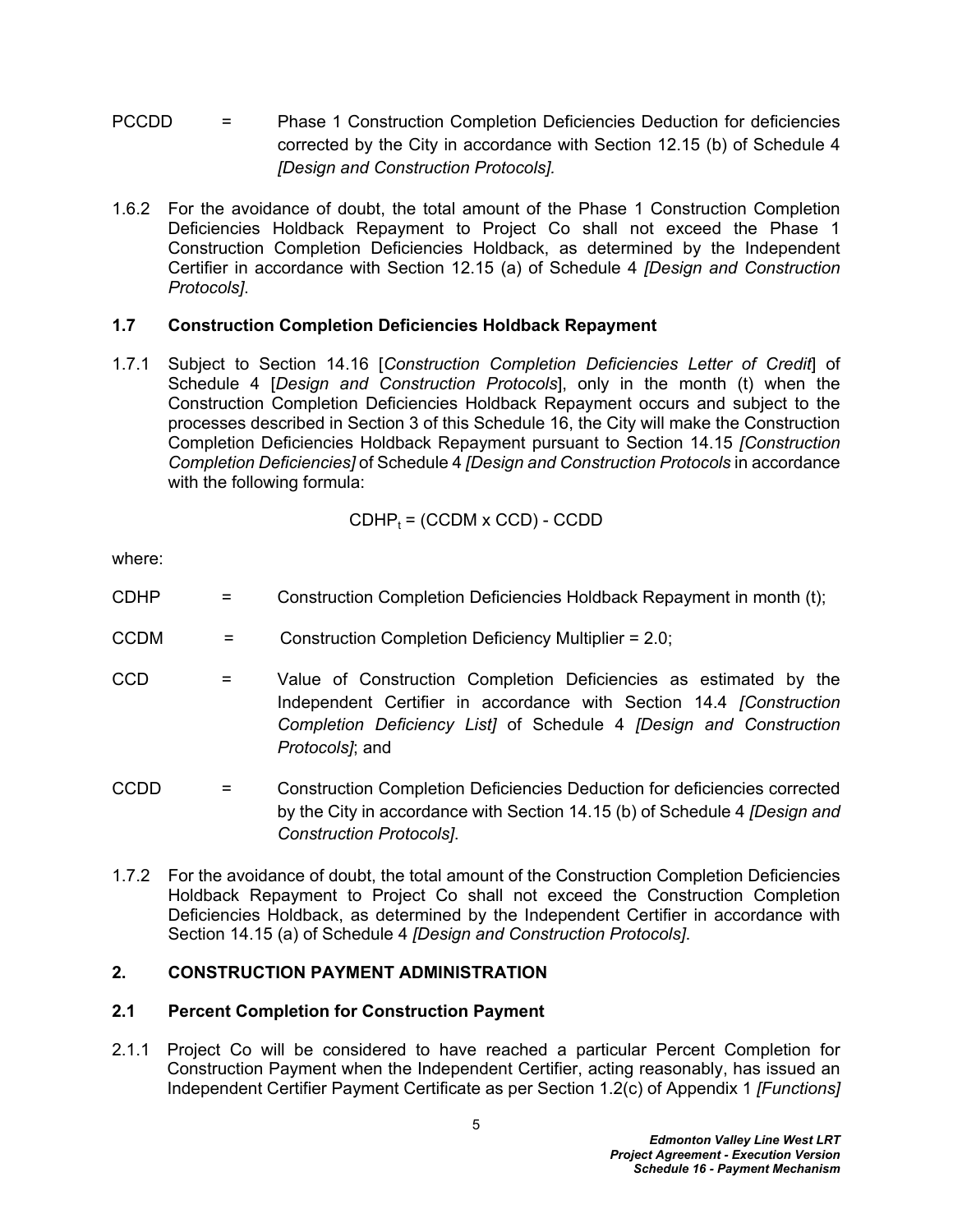PCCDD = Phase 1 Construction Completion Deficiencies Deduction for deficiencies corrected by the City in accordance with Section 12.15 (b) of Schedule 4 *[Design and Construction Protocols].*

1.6.2 For the avoidance of doubt, the total amount of the Phase 1 Construction Completion Deficiencies Holdback Repayment to Project Co shall not exceed the Phase 1 Construction Completion Deficiencies Holdback, as determined by the Independent Certifier in accordance with Section 12.15 (a) of Schedule 4 *[Design and Construction Protocols]*.

### 1.7 Construction Completion Deficiencies Holdback Repayment

1.7.1 Subject to Section 14.16 [*Construction Completion Deficiencies Letter of Credit*] of Schedule 4 [*Design and Construction Protocols*], only in the month (t) when the Construction Completion Deficiencies Holdback Repayment occurs and subject to the processes described in Section 3 of this Schedule 16, the City will make the Construction Completion Deficiencies Holdback Repayment pursuant to Section 14.15 *[Construction Completion Deficiencies]* of Schedule 4 *[Design and Construction Protocols* in accordance with the following formula:

$$CDHP_t = (CCDM \times CCD) - CCDD$$

where:

CDHP = Construction Completion Deficiencies Holdback Repayment in month (t);

CCDM = Construction Completion Deficiency Multiplier = 2.0;

CCD = Value of Construction Completion Deficiencies as estimated by the Independent Certifier in accordance with Section 14.4 *[Construction Completion Deficiency List]* of Schedule 4 *[Design and Construction Protocols]*; and

CCDD = Construction Completion Deficiencies Deduction for deficiencies corrected by the City in accordance with Section 14.15 (b) of Schedule 4 *[Design and Construction Protocols]*.

1.7.2 For the avoidance of doubt, the total amount of the Construction Completion Deficiencies Holdback Repayment to Project Co shall not exceed the Construction Completion Deficiencies Holdback, as determined by the Independent Certifier in accordance with Section 14.15 (a) of Schedule 4 *[Design and Construction Protocols]*.

## 2. CONSTRUCTION PAYMENT ADMINISTRATION

### 2.1 Percent Completion for Construction Payment

2.1.1 Project Co will be considered to have reached a particular Percent Completion for Construction Payment when the Independent Certifier, acting reasonably, has issued an Independent Certifier Payment Certificate as per Section 1.2(c) of Appendix 1 *[Functions]*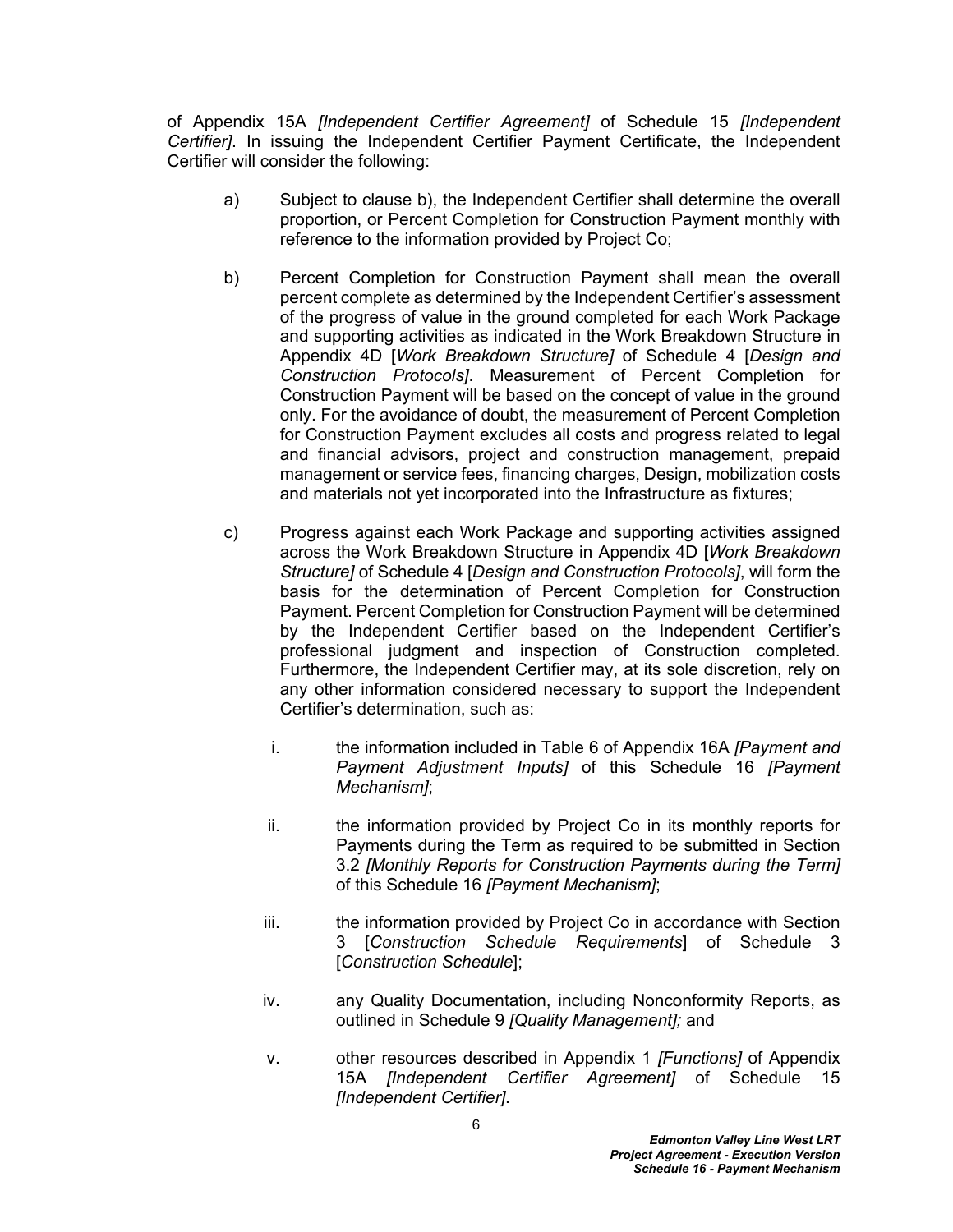of Appendix 15A *[Independent Certifier Agreement]* of Schedule 15 *[Independent Certifier]*. In issuing the Independent Certifier Payment Certificate, the Independent Certifier will consider the following:

a) Subject to clause b), the Independent Certifier shall determine the overall proportion, or Percent Completion for Construction Payment monthly with reference to the information provided by Project Co;

b) Percent Completion for Construction Payment shall mean the overall percent complete as determined by the Independent Certifier's assessment of the progress of value in the ground completed for each Work Package and supporting activities as indicated in the Work Breakdown Structure in Appendix 4D [*Work Breakdown Structure]* of Schedule 4 [*Design and Construction Protocols]*. Measurement of Percent Completion for Construction Payment will be based on the concept of value in the ground only. For the avoidance of doubt, the measurement of Percent Completion for Construction Payment excludes all costs and progress related to legal and financial advisors, project and construction management, prepaid management or service fees, financing charges, Design, mobilization costs and materials not yet incorporated into the Infrastructure as fixtures;

c) Progress against each Work Package and supporting activities assigned across the Work Breakdown Structure in Appendix 4D [*Work Breakdown Structure]* of Schedule 4 [*Design and Construction Protocols]*, will form the basis for the determination of Percent Completion for Construction Payment. Percent Completion for Construction Payment will be determined by the Independent Certifier based on the Independent Certifier's professional judgment and inspection of Construction completed. Furthermore, the Independent Certifier may, at its sole discretion, rely on any other information considered necessary to support the Independent Certifier's determination, such as:

   i. the information included in Table 6 of Appendix 16A *[Payment and Payment Adjustment Inputs]* of this Schedule 16 *[Payment Mechanism]*;

   ii. the information provided by Project Co in its monthly reports for Payments during the Term as required to be submitted in Section 3.2 *[Monthly Reports for Construction Payments during the Term]* of this Schedule 16 *[Payment Mechanism]*;

   iii. the information provided by Project Co in accordance with Section 3 [*Construction Schedule Requirements*] of Schedule 3 [*Construction Schedule*];

   iv. any Quality Documentation, including Nonconformity Reports, as outlined in Schedule 9 *[Quality Management];* and

   v. other resources described in Appendix 1 *[Functions]* of Appendix 15A *[Independent Certifier Agreement]* of Schedule 15 *[Independent Certifier]*.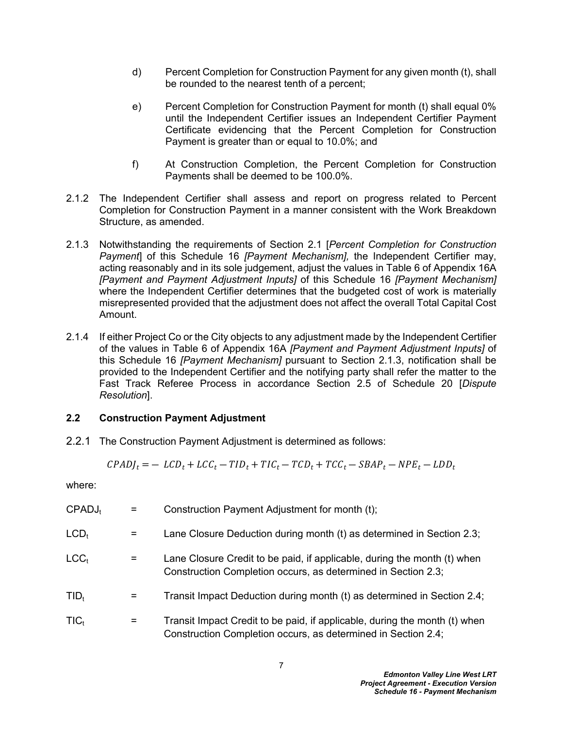d) Percent Completion for Construction Payment for any given month (t), shall be rounded to the nearest tenth of a percent;

e) Percent Completion for Construction Payment for month (t) shall equal 0% until the Independent Certifier issues an Independent Certifier Payment Certificate evidencing that the Percent Completion for Construction Payment is greater than or equal to 10.0%; and

f) At Construction Completion, the Percent Completion for Construction Payments shall be deemed to be 100.0%.

2.1.2 The Independent Certifier shall assess and report on progress related to Percent Completion for Construction Payment in a manner consistent with the Work Breakdown Structure, as amended.

2.1.3 Notwithstanding the requirements of Section 2.1 [*Percent Completion for Construction Payment*] of this Schedule 16 *[Payment Mechanism],* the Independent Certifier may, acting reasonably and in its sole judgement, adjust the values in Table 6 of Appendix 16A *[Payment and Payment Adjustment Inputs]* of this Schedule 16 *[Payment Mechanism]* where the Independent Certifier determines that the budgeted cost of work is materially misrepresented provided that the adjustment does not affect the overall Total Capital Cost Amount.

2.1.4 If either Project Co or the City objects to any adjustment made by the Independent Certifier of the values in Table 6 of Appendix 16A *[Payment and Payment Adjustment Inputs]* of this Schedule 16 *[Payment Mechanism]* pursuant to Section 2.1.3, notification shall be provided to the Independent Certifier and the notifying party shall refer the matter to the Fast Track Referee Process in accordance Section 2.5 of Schedule 20 [*Dispute Resolution*].

### 2.2 Construction Payment Adjustment

2.2.1 The Construction Payment Adjustment is determined as follows:

$$CPADJ_t = - \ LCD_t + LCC_t - TID_t + TIC_t - TCD_t + TCC_t - SBAP_t - NPE_t - LDD_t$$

where:

$CPADJ_t$ = Construction Payment Adjustment for month (t);

$LCD_t$ = Lane Closure Deduction during month (t) as determined in Section 2.3;

$LCC_t$ = Lane Closure Credit to be paid, if applicable, during the month (t) when Construction Completion occurs, as determined in Section 2.3;

$TID_t$ = Transit Impact Deduction during month (t) as determined in Section 2.4;

$TIC_t$ = Transit Impact Credit to be paid, if applicable, during the month (t) when Construction Completion occurs, as determined in Section 2.4;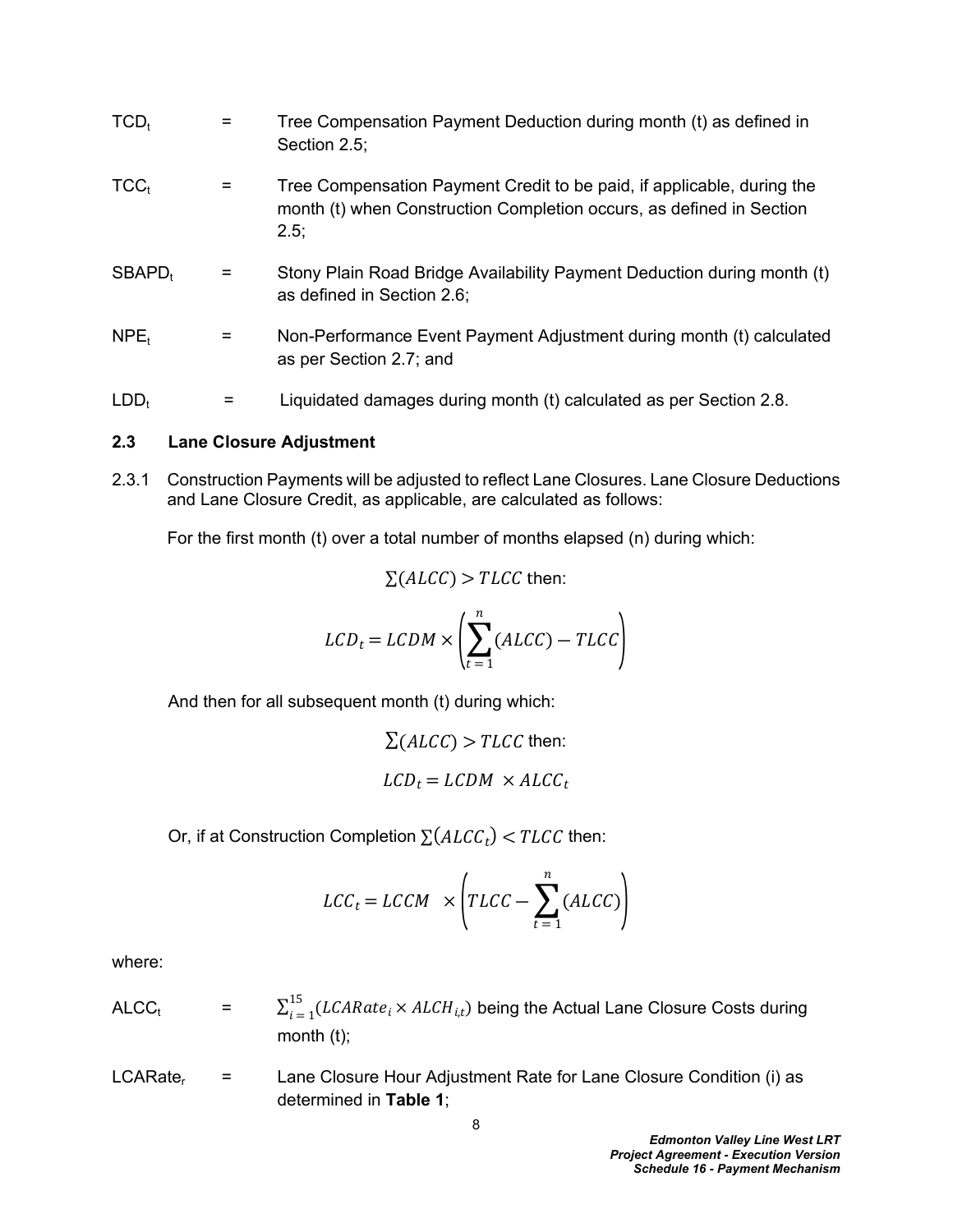$TCD_t$ = Tree Compensation Payment Deduction during month (t) as defined in Section 2.5;

$TCC_t$ = Tree Compensation Payment Credit to be paid, if applicable, during the month (t) when Construction Completion occurs, as defined in Section 2.5;

$SBAPD_t$ = Stony Plain Road Bridge Availability Payment Deduction during month (t) as defined in Section 2.6;

$NPE_t$ = Non-Performance Event Payment Adjustment during month (t) calculated as per Section 2.7; and

$LDD_t$ = Liquidated damages during month (t) calculated as per Section 2.8.

### 2.3 Lane Closure Adjustment

2.3.1 Construction Payments will be adjusted to reflect Lane Closures. Lane Closure Deductions and Lane Closure Credit, as applicable, are calculated as follows:

For the first month (t) over a total number of months elapsed (n) during which:

$\sum(ALCC) > TLCC$ then:

$$LCD_t = LCDM \times \left( \sum_{t=1}^{n} (ALCC) - TLCC \right)$$

And then for all subsequent month (t) during which:

$\sum(ALCC) > TLCC$ then:

$$LCD_t = LCDM \times ALCC_t$$

Or, if at Construction Completion $\sum(ALCC_t) < TLCC$ then:

$$LCC_t = LCCM \times \left( TLCC - \sum_{t=1}^{n} (ALCC) \right)$$

where:

$ALCC_t$ = $\sum_{i=1}^{15}(LCARate_i \times ALCH_{i,t})$ being the Actual Lane Closure Costs during month (t);

$LCARate_r$ = Lane Closure Hour Adjustment Rate for Lane Closure Condition (i) as determined in **Table 1**;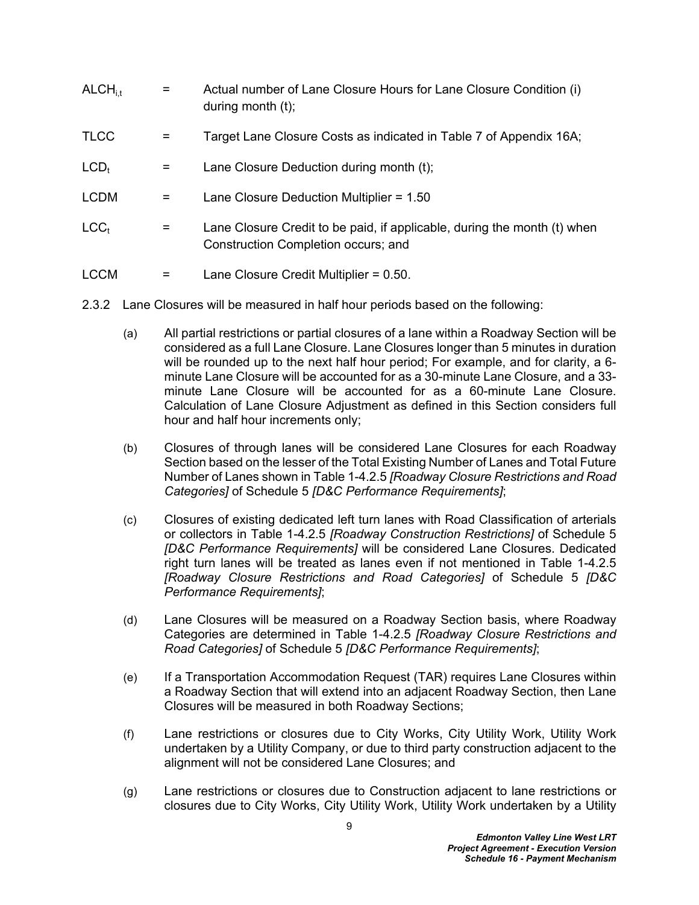$ALCH_{i,t}$ = Actual number of Lane Closure Hours for Lane Closure Condition (i) during month (t);

TLCC = Target Lane Closure Costs as indicated in Table 7 of Appendix 16A;

$LCD_t$ = Lane Closure Deduction during month (t);

LCDM = Lane Closure Deduction Multiplier = 1.50

$LCC_t$ = Lane Closure Credit to be paid, if applicable, during the month (t) when Construction Completion occurs; and

LCCM = Lane Closure Credit Multiplier = 0.50.

2.3.2 Lane Closures will be measured in half hour periods based on the following:

(a) All partial restrictions or partial closures of a lane within a Roadway Section will be considered as a full Lane Closure. Lane Closures longer than 5 minutes in duration will be rounded up to the next half hour period; For example, and for clarity, a 6-minute Lane Closure will be accounted for as a 30-minute Lane Closure, and a 33-minute Lane Closure will be accounted for as a 60-minute Lane Closure. Calculation of Lane Closure Adjustment as defined in this Section considers full hour and half hour increments only;

(b) Closures of through lanes will be considered Lane Closures for each Roadway Section based on the lesser of the Total Existing Number of Lanes and Total Future Number of Lanes shown in Table 1-4.2.5 *[Roadway Closure Restrictions and Road Categories]* of Schedule 5 *[D&C Performance Requirements]*;

(c) Closures of existing dedicated left turn lanes with Road Classification of arterials or collectors in Table 1-4.2.5 *[Roadway Construction Restrictions]* of Schedule 5 *[D&C Performance Requirements]* will be considered Lane Closures. Dedicated right turn lanes will be treated as lanes even if not mentioned in Table 1-4.2.5 *[Roadway Closure Restrictions and Road Categories]* of Schedule 5 *[D&C Performance Requirements]*;

(d) Lane Closures will be measured on a Roadway Section basis, where Roadway Categories are determined in Table 1-4.2.5 *[Roadway Closure Restrictions and Road Categories]* of Schedule 5 *[D&C Performance Requirements]*;

(e) If a Transportation Accommodation Request (TAR) requires Lane Closures within a Roadway Section that will extend into an adjacent Roadway Section, then Lane Closures will be measured in both Roadway Sections;

(f) Lane restrictions or closures due to City Works, City Utility Work, Utility Work undertaken by a Utility Company, or due to third party construction adjacent to the alignment will not be considered Lane Closures; and

(g) Lane restrictions or closures due to Construction adjacent to lane restrictions or closures due to City Works, City Utility Work, Utility Work undertaken by a Utility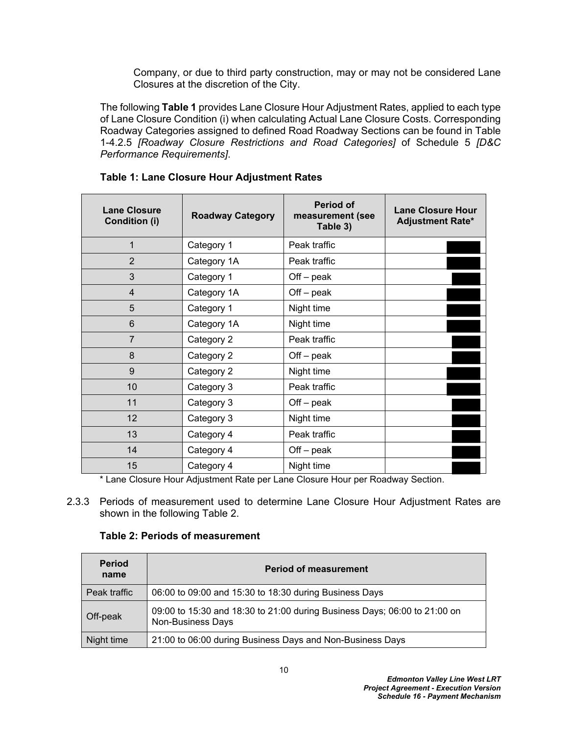Company, or due to third party construction, may or may not be considered Lane Closures at the discretion of the City.

The following **Table 1** provides Lane Closure Hour Adjustment Rates, applied to each type of Lane Closure Condition (i) when calculating Actual Lane Closure Costs. Corresponding Roadway Categories assigned to defined Road Roadway Sections can be found in Table 1-4.2.5 *[Roadway Closure Restrictions and Road Categories]* of Schedule 5 *[D&C Performance Requirements]*.

**Table 1: Lane Closure Hour Adjustment Rates**

| Lane Closure Condition (i) | Roadway Category | Period of measurement (see Table 3) | Lane Closure Hour Adjustment Rate* |
|---|---|---|---|
| 1 | Category 1 | Peak traffic | |
| 2 | Category 1A | Peak traffic | |
| 3 | Category 1 | Off – peak | |
| 4 | Category 1A | Off – peak | |
| 5 | Category 1 | Night time | |
| 6 | Category 1A | Night time | |
| 7 | Category 2 | Peak traffic | |
| 8 | Category 2 | Off – peak | |
| 9 | Category 2 | Night time | |
| 10 | Category 3 | Peak traffic | |
| 11 | Category 3 | Off – peak | |
| 12 | Category 3 | Night time | |
| 13 | Category 4 | Peak traffic | |
| 14 | Category 4 | Off – peak | |
| 15 | Category 4 | Night time | |

\* Lane Closure Hour Adjustment Rate per Lane Closure Hour per Roadway Section.

2.3.3 Periods of measurement used to determine Lane Closure Hour Adjustment Rates are shown in the following Table 2.

**Table 2: Periods of measurement**

| Period name | Period of measurement |
|---|---|
| Peak traffic | 06:00 to 09:00 and 15:30 to 18:30 during Business Days |
| Off-peak | 09:00 to 15:30 and 18:30 to 21:00 during Business Days; 06:00 to 21:00 on Non-Business Days |
| Night time | 21:00 to 06:00 during Business Days and Non-Business Days |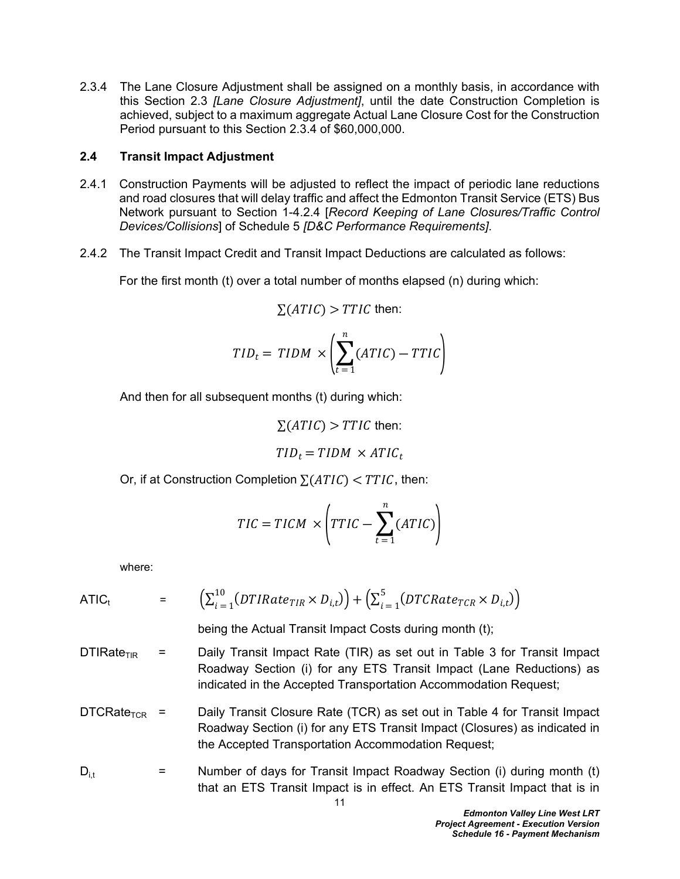2.3.4 The Lane Closure Adjustment shall be assigned on a monthly basis, in accordance with this Section 2.3 *[Lane Closure Adjustment]*, until the date Construction Completion is achieved, subject to a maximum aggregate Actual Lane Closure Cost for the Construction Period pursuant to this Section 2.3.4 of $60,000,000.

### 2.4 Transit Impact Adjustment

2.4.1 Construction Payments will be adjusted to reflect the impact of periodic lane reductions and road closures that will delay traffic and affect the Edmonton Transit Service (ETS) Bus Network pursuant to Section 1-4.2.4 [*Record Keeping of Lane Closures/Traffic Control Devices/Collisions*] of Schedule 5 *[D&C Performance Requirements]*.

2.4.2 The Transit Impact Credit and Transit Impact Deductions are calculated as follows:

For the first month (t) over a total number of months elapsed (n) during which:

$$\sum(ATIC) > TTIC \text{ then:}$$

$$TID_t = TIDM \times \left(\sum_{t=1}^{n}(ATIC) - TTIC\right)$$

And then for all subsequent months (t) during which:

$$\sum(ATIC) > TTIC \text{ then:}$$

$$TID_t = TIDM \times ATIC_t$$

Or, if at Construction Completion $\sum(ATIC) < TTIC$, then:

$$TIC = TICM \times \left(TTIC - \sum_{t=1}^{n}(ATIC)\right)$$

where:

$ATIC_t$ = $\left(\sum_{i=1}^{10}(DTIRate_{TIR} \times D_{i,t})\right) + \left(\sum_{i=1}^{5}(DTCRate_{TCR} \times D_{i,t})\right)$

being the Actual Transit Impact Costs during month (t);

$DTIRate_{TIR}$ = Daily Transit Impact Rate (TIR) as set out in Table 3 for Transit Impact Roadway Section (i) for any ETS Transit Impact (Lane Reductions) as indicated in the Accepted Transportation Accommodation Request;

$DTCRate_{TCR}$ = Daily Transit Closure Rate (TCR) as set out in Table 4 for Transit Impact Roadway Section (i) for any ETS Transit Impact (Closures) as indicated in the Accepted Transportation Accommodation Request;

$D_{i,t}$ = Number of days for Transit Impact Roadway Section (i) during month (t) that an ETS Transit Impact is in effect. An ETS Transit Impact that is in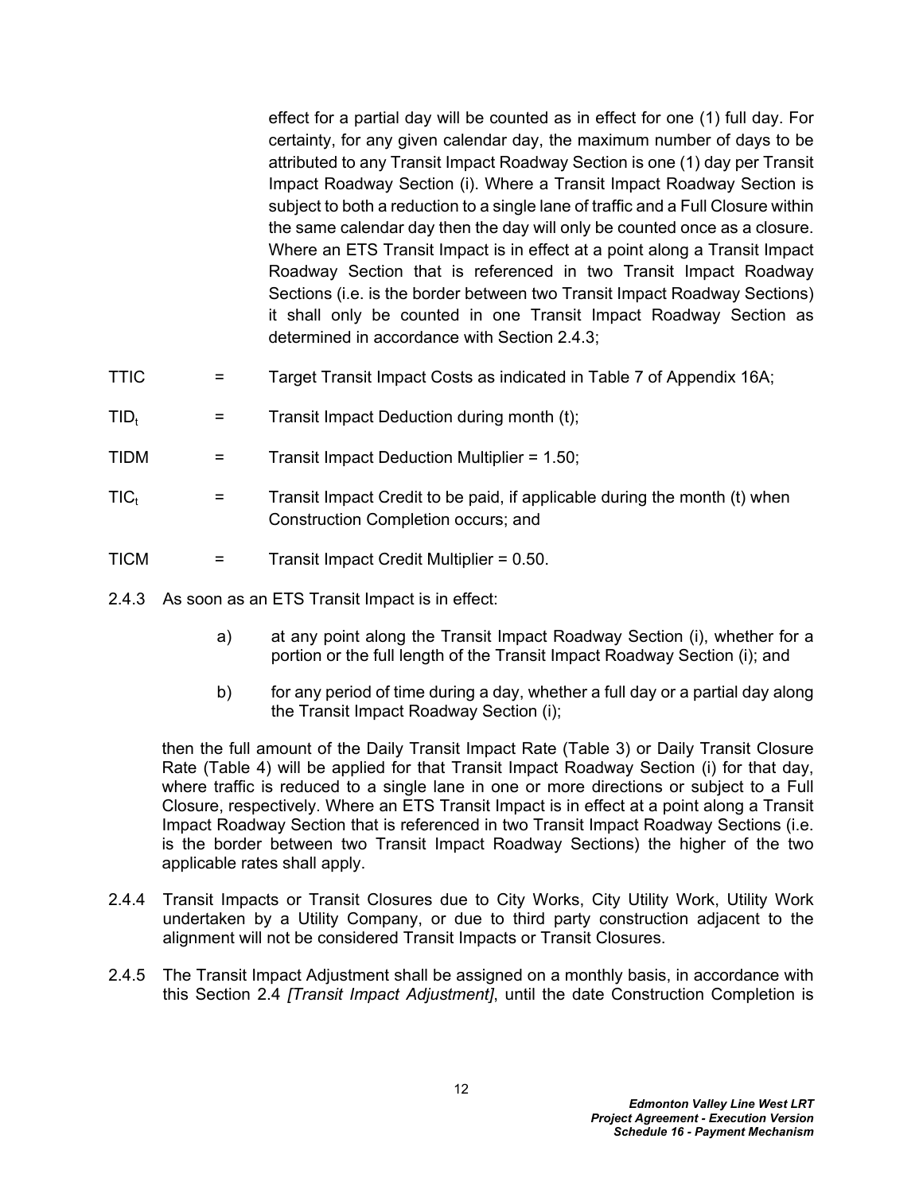effect for a partial day will be counted as in effect for one (1) full day. For certainty, for any given calendar day, the maximum number of days to be attributed to any Transit Impact Roadway Section is one (1) day per Transit Impact Roadway Section (i). Where a Transit Impact Roadway Section is subject to both a reduction to a single lane of traffic and a Full Closure within the same calendar day then the day will only be counted once as a closure. Where an ETS Transit Impact is in effect at a point along a Transit Impact Roadway Section that is referenced in two Transit Impact Roadway Sections (i.e. is the border between two Transit Impact Roadway Sections) it shall only be counted in one Transit Impact Roadway Section as determined in accordance with Section 2.4.3;

TTIC = Target Transit Impact Costs as indicated in Table 7 of Appendix 16A;

$TID_t$ = Transit Impact Deduction during month (t);

TIDM = Transit Impact Deduction Multiplier = 1.50;

$TIC_t$ = Transit Impact Credit to be paid, if applicable during the month (t) when Construction Completion occurs; and

TICM = Transit Impact Credit Multiplier = 0.50.

2.4.3 As soon as an ETS Transit Impact is in effect:

a) at any point along the Transit Impact Roadway Section (i), whether for a portion or the full length of the Transit Impact Roadway Section (i); and

b) for any period of time during a day, whether a full day or a partial day along the Transit Impact Roadway Section (i);

then the full amount of the Daily Transit Impact Rate (Table 3) or Daily Transit Closure Rate (Table 4) will be applied for that Transit Impact Roadway Section (i) for that day, where traffic is reduced to a single lane in one or more directions or subject to a Full Closure, respectively. Where an ETS Transit Impact is in effect at a point along a Transit Impact Roadway Section that is referenced in two Transit Impact Roadway Sections (i.e. is the border between two Transit Impact Roadway Sections) the higher of the two applicable rates shall apply.

2.4.4 Transit Impacts or Transit Closures due to City Works, City Utility Work, Utility Work undertaken by a Utility Company, or due to third party construction adjacent to the alignment will not be considered Transit Impacts or Transit Closures.

2.4.5 The Transit Impact Adjustment shall be assigned on a monthly basis, in accordance with this Section 2.4 *[Transit Impact Adjustment]*, until the date Construction Completion is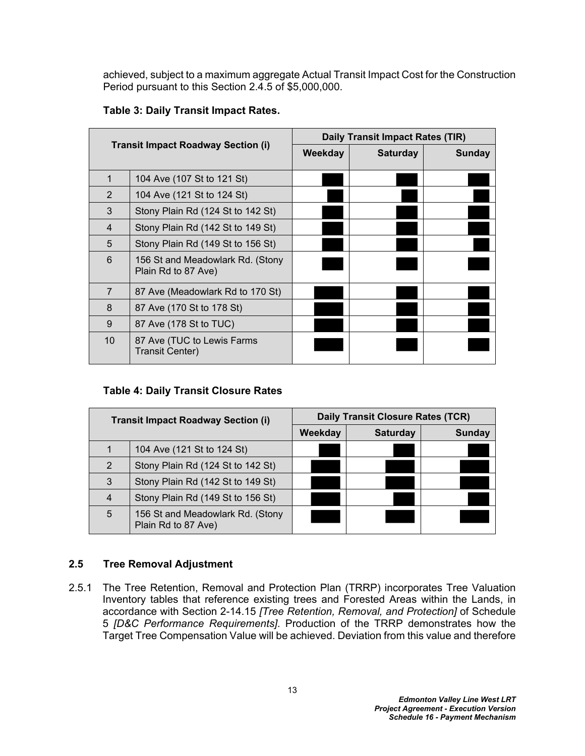achieved, subject to a maximum aggregate Actual Transit Impact Cost for the Construction Period pursuant to this Section 2.4.5 of $5,000,000.

**Table 3: Daily Transit Impact Rates.**

| Transit Impact Roadway Section (i) | | Daily Transit Impact Rates (TIR) | | |
|---|---|---|---|---|
| | | Weekday | Saturday | Sunday |
| 1 | 104 Ave (107 St to 121 St) | | | |
| 2 | 104 Ave (121 St to 124 St) | | | |
| 3 | Stony Plain Rd (124 St to 142 St) | | | |
| 4 | Stony Plain Rd (142 St to 149 St) | | | |
| 5 | Stony Plain Rd (149 St to 156 St) | | | |
| 6 | 156 St and Meadowlark Rd. (Stony Plain Rd to 87 Ave) | | | |
| 7 | 87 Ave (Meadowlark Rd to 170 St) | | | |
| 8 | 87 Ave (170 St to 178 St) | | | |
| 9 | 87 Ave (178 St to TUC) | | | |
| 10 | 87 Ave (TUC to Lewis Farms Transit Center) | | | |

**Table 4: Daily Transit Closure Rates**

| Transit Impact Roadway Section (i) | | Daily Transit Closure Rates (TCR) | | |
|---|---|---|---|---|
| | | Weekday | Saturday | Sunday |
| 1 | 104 Ave (121 St to 124 St) | | | |
| 2 | Stony Plain Rd (124 St to 142 St) | | | |
| 3 | Stony Plain Rd (142 St to 149 St) | | | |
| 4 | Stony Plain Rd (149 St to 156 St) | | | |
| 5 | 156 St and Meadowlark Rd. (Stony Plain Rd to 87 Ave) | | | |

### 2.5 Tree Removal Adjustment

2.5.1 The Tree Retention, Removal and Protection Plan (TRRP) incorporates Tree Valuation Inventory tables that reference existing trees and Forested Areas within the Lands, in accordance with Section 2-14.15 *[Tree Retention, Removal, and Protection]* of Schedule 5 *[D&C Performance Requirements]*. Production of the TRRP demonstrates how the Target Tree Compensation Value will be achieved. Deviation from this value and therefore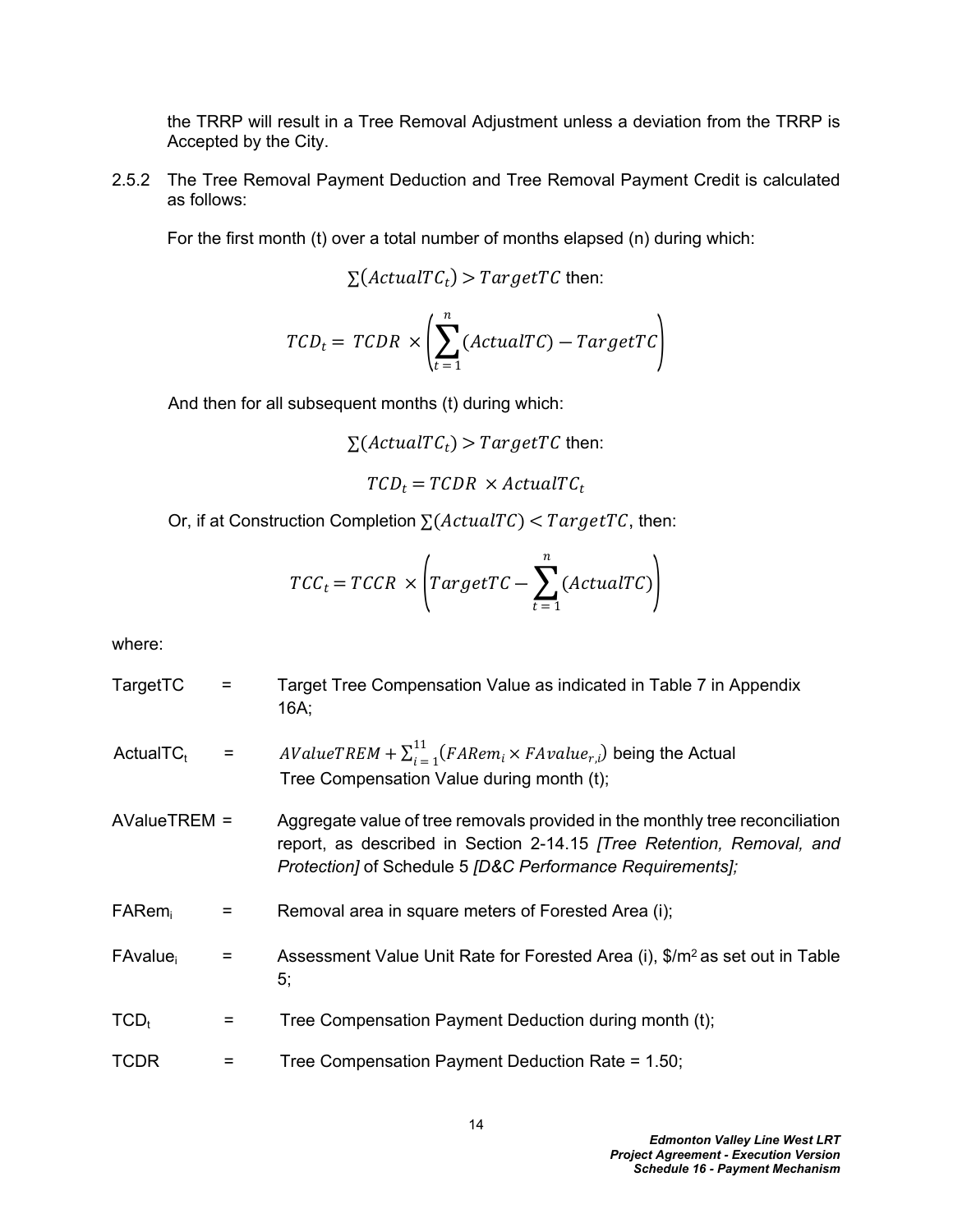the TRRP will result in a Tree Removal Adjustment unless a deviation from the TRRP is Accepted by the City.

2.5.2 The Tree Removal Payment Deduction and Tree Removal Payment Credit is calculated as follows:

For the first month (t) over a total number of months elapsed (n) during which:

$$\sum(ActualTC_t) > TargetTC \text{ then:}$$

$$TCD_t = TCDR \times \left( \sum_{t=1}^{n} (ActualTC) - TargetTC \right)$$

And then for all subsequent months (t) during which:

$$\sum(ActualTC_t) > TargetTC \text{ then:}$$

$$TCD_t = TCDR \times ActualTC_t$$

Or, if at Construction Completion $\sum(ActualTC) < TargetTC$, then:

$$TCC_t = TCCR \times \left( TargetTC - \sum_{t=1}^{n} (ActualTC) \right)$$

where:

TargetTC = Target Tree Compensation Value as indicated in Table 7 in Appendix 16A;

$ActualTC_t$ = $AValueTREM + \sum_{i=1}^{11}(FARem_i \times FAvalue_{r,i})$ being the Actual Tree Compensation Value during month (t);

AValueTREM = Aggregate value of tree removals provided in the monthly tree reconciliation report, as described in Section 2-14.15 *[Tree Retention, Removal, and Protection]* of Schedule 5 *[D&C Performance Requirements];*

$FARem_i$ = Removal area in square meters of Forested Area (i);

$FAvalue_i$ = Assessment Value Unit Rate for Forested Area (i), \$/m$^2$ as set out in Table 5;

$TCD_t$ = Tree Compensation Payment Deduction during month (t);

TCDR = Tree Compensation Payment Deduction Rate = 1.50;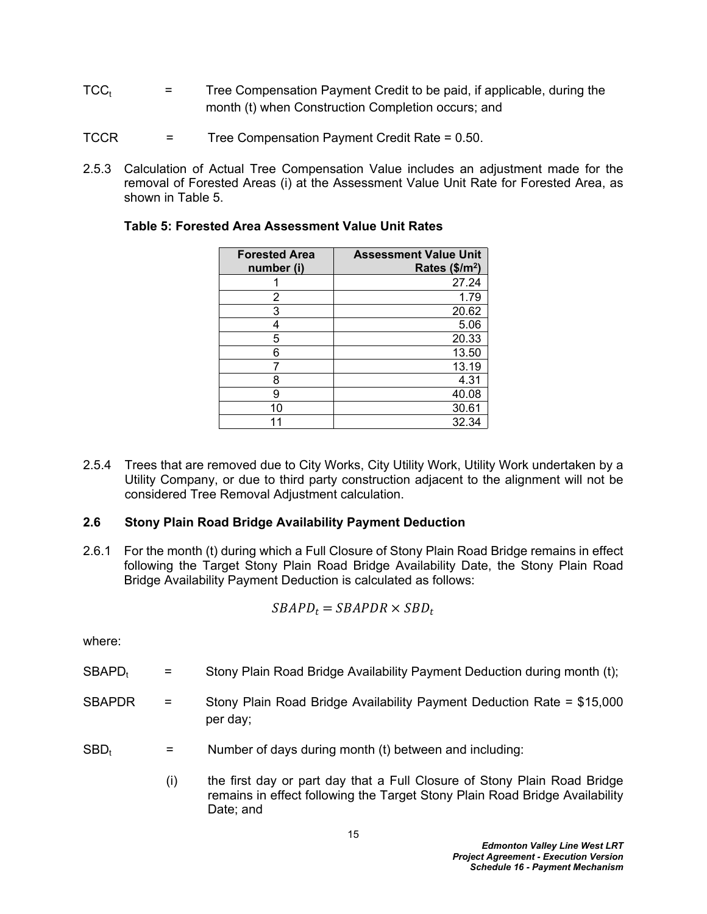$TCC_t$ = Tree Compensation Payment Credit to be paid, if applicable, during the month (t) when Construction Completion occurs; and

TCCR = Tree Compensation Payment Credit Rate = 0.50.

2.5.3 Calculation of Actual Tree Compensation Value includes an adjustment made for the removal of Forested Areas (i) at the Assessment Value Unit Rate for Forested Area, as shown in Table 5.

**Table 5: Forested Area Assessment Value Unit Rates**

| Forested Area number (i) | Assessment Value Unit Rates ($/m$^2$) |
|---|---|
| 1 | 27.24 |
| 2 | 1.79 |
| 3 | 20.62 |
| 4 | 5.06 |
| 5 | 20.33 |
| 6 | 13.50 |
| 7 | 13.19 |
| 8 | 4.31 |
| 9 | 40.08 |
| 10 | 30.61 |
| 11 | 32.34 |

2.5.4 Trees that are removed due to City Works, City Utility Work, Utility Work undertaken by a Utility Company, or due to third party construction adjacent to the alignment will not be considered Tree Removal Adjustment calculation.

### 2.6 Stony Plain Road Bridge Availability Payment Deduction

2.6.1 For the month (t) during which a Full Closure of Stony Plain Road Bridge remains in effect following the Target Stony Plain Road Bridge Availability Date, the Stony Plain Road Bridge Availability Payment Deduction is calculated as follows:

$$SBAPD_t = SBAPDR \times SBD_t$$

where:

$SBAPD_t$ = Stony Plain Road Bridge Availability Payment Deduction during month (t);

SBAPDR = Stony Plain Road Bridge Availability Payment Deduction Rate = $15,000 per day;

$SBD_t$ = Number of days during month (t) between and including:

(i) the first day or part day that a Full Closure of Stony Plain Road Bridge remains in effect following the Target Stony Plain Road Bridge Availability Date; and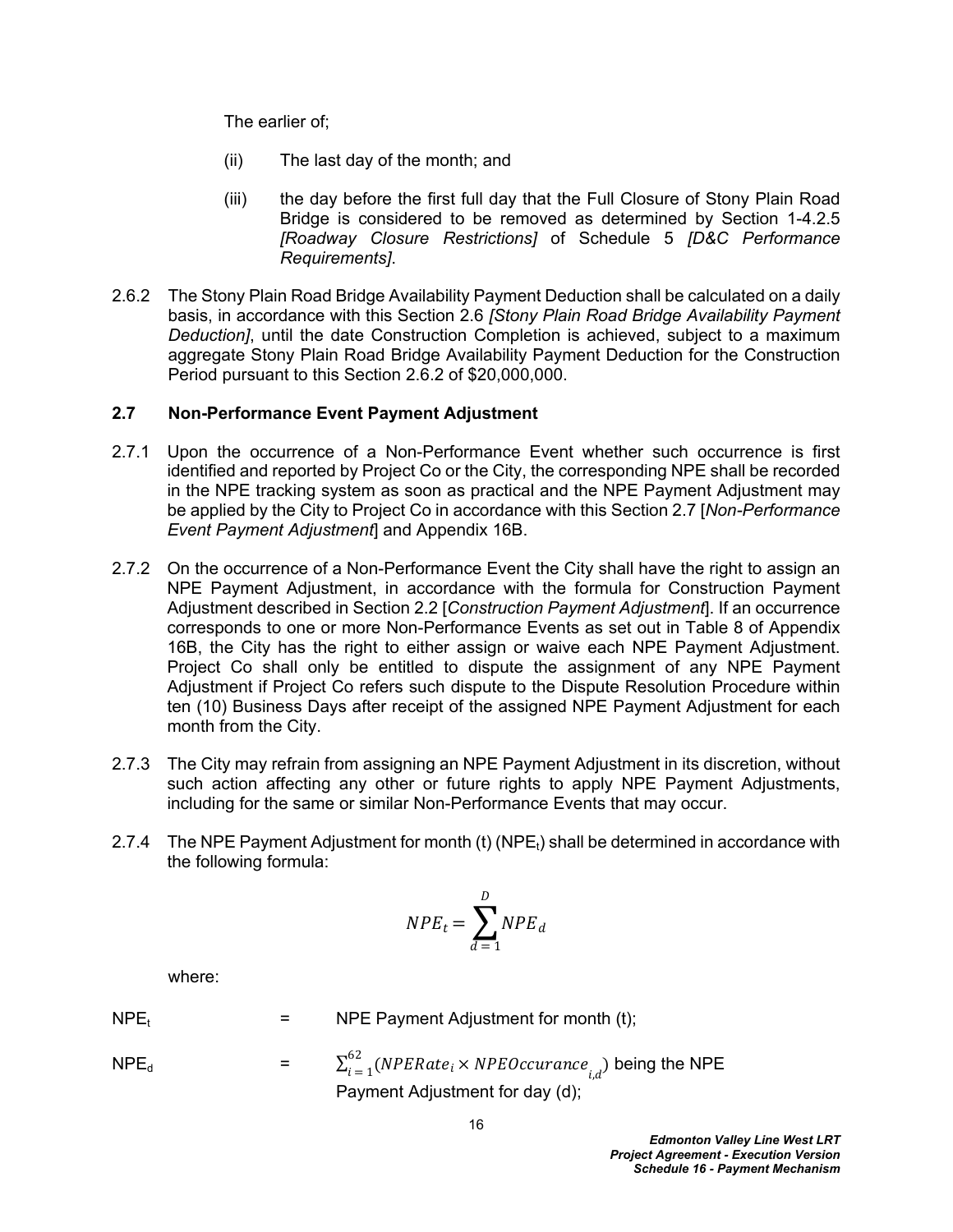The earlier of;

(ii) The last day of the month; and

(iii) the day before the first full day that the Full Closure of Stony Plain Road Bridge is considered to be removed as determined by Section 1-4.2.5 *[Roadway Closure Restrictions]* of Schedule 5 *[D&C Performance Requirements]*.

2.6.2 The Stony Plain Road Bridge Availability Payment Deduction shall be calculated on a daily basis, in accordance with this Section 2.6 *[Stony Plain Road Bridge Availability Payment Deduction]*, until the date Construction Completion is achieved, subject to a maximum aggregate Stony Plain Road Bridge Availability Payment Deduction for the Construction Period pursuant to this Section 2.6.2 of $20,000,000.

### 2.7 Non-Performance Event Payment Adjustment

2.7.1 Upon the occurrence of a Non-Performance Event whether such occurrence is first identified and reported by Project Co or the City, the corresponding NPE shall be recorded in the NPE tracking system as soon as practical and the NPE Payment Adjustment may be applied by the City to Project Co in accordance with this Section 2.7 [*Non-Performance Event Payment Adjustment*] and Appendix 16B.

2.7.2 On the occurrence of a Non-Performance Event the City shall have the right to assign an NPE Payment Adjustment, in accordance with the formula for Construction Payment Adjustment described in Section 2.2 [*Construction Payment Adjustment*]. If an occurrence corresponds to one or more Non-Performance Events as set out in Table 8 of Appendix 16B, the City has the right to either assign or waive each NPE Payment Adjustment. Project Co shall only be entitled to dispute the assignment of any NPE Payment Adjustment if Project Co refers such dispute to the Dispute Resolution Procedure within ten (10) Business Days after receipt of the assigned NPE Payment Adjustment for each month from the City.

2.7.3 The City may refrain from assigning an NPE Payment Adjustment in its discretion, without such action affecting any other or future rights to apply NPE Payment Adjustments, including for the same or similar Non-Performance Events that may occur.

2.7.4 The NPE Payment Adjustment for month (t) ($NPE_t$) shall be determined in accordance with the following formula:

$$NPE_t = \sum_{d=1}^{D} NPE_d$$

where:

$NPE_t$ = NPE Payment Adjustment for month (t);

$NPE_d$ = $\sum_{i=1}^{62}(NPERate_i \times NPEOccurance_{i,d})$ being the NPE Payment Adjustment for day (d);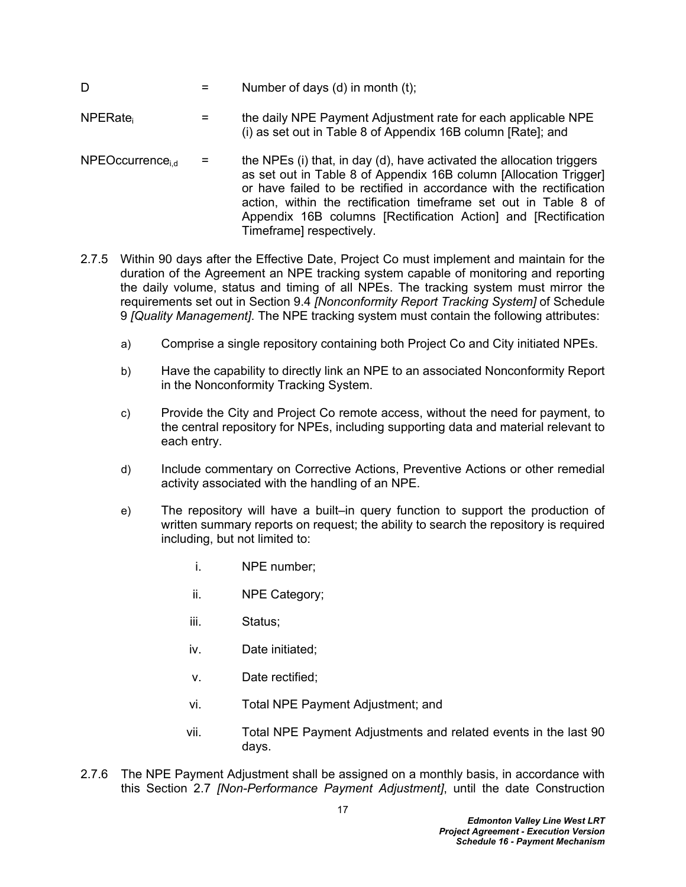$D$ = Number of days (d) in month (t);

$NPERate_i$ = the daily NPE Payment Adjustment rate for each applicable NPE (i) as set out in Table 8 of Appendix 16B column [Rate]; and

$NPEOccurrence_{i,d}$ = the NPEs (i) that, in day (d), have activated the allocation triggers as set out in Table 8 of Appendix 16B column [Allocation Trigger] or have failed to be rectified in accordance with the rectification action, within the rectification timeframe set out in Table 8 of Appendix 16B columns [Rectification Action] and [Rectification Timeframe] respectively.

2.7.5 Within 90 days after the Effective Date, Project Co must implement and maintain for the duration of the Agreement an NPE tracking system capable of monitoring and reporting the daily volume, status and timing of all NPEs. The tracking system must mirror the requirements set out in Section 9.4 *[Nonconformity Report Tracking System]* of Schedule 9 *[Quality Management]*. The NPE tracking system must contain the following attributes:

a) Comprise a single repository containing both Project Co and City initiated NPEs.

b) Have the capability to directly link an NPE to an associated Nonconformity Report in the Nonconformity Tracking System.

c) Provide the City and Project Co remote access, without the need for payment, to the central repository for NPEs, including supporting data and material relevant to each entry.

d) Include commentary on Corrective Actions, Preventive Actions or other remedial activity associated with the handling of an NPE.

e) The repository will have a built–in query function to support the production of written summary reports on request; the ability to search the repository is required including, but not limited to:

   i. NPE number;

   ii. NPE Category;

   iii. Status;

   iv. Date initiated;

   v. Date rectified;

   vi. Total NPE Payment Adjustment; and

   vii. Total NPE Payment Adjustments and related events in the last 90 days.

2.7.6 The NPE Payment Adjustment shall be assigned on a monthly basis, in accordance with this Section 2.7 *[Non-Performance Payment Adjustment]*, until the date Construction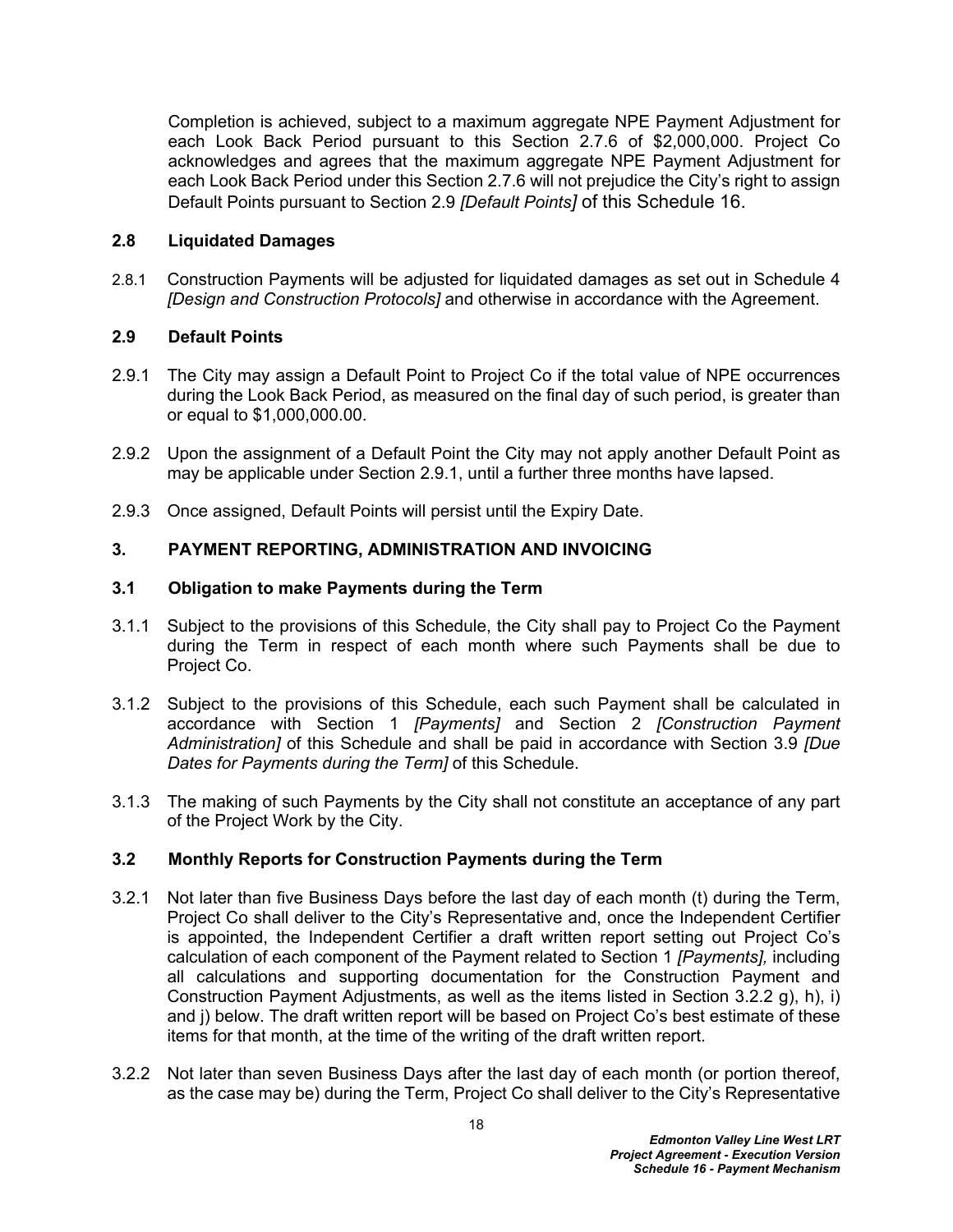Completion is achieved, subject to a maximum aggregate NPE Payment Adjustment for each Look Back Period pursuant to this Section 2.7.6 of $2,000,000. Project Co acknowledges and agrees that the maximum aggregate NPE Payment Adjustment for each Look Back Period under this Section 2.7.6 will not prejudice the City's right to assign Default Points pursuant to Section 2.9 *[Default Points]* of this Schedule 16.

### 2.8 Liquidated Damages

2.8.1 Construction Payments will be adjusted for liquidated damages as set out in Schedule 4 *[Design and Construction Protocols]* and otherwise in accordance with the Agreement.

### 2.9 Default Points

2.9.1 The City may assign a Default Point to Project Co if the total value of NPE occurrences during the Look Back Period, as measured on the final day of such period, is greater than or equal to $1,000,000.00.

2.9.2 Upon the assignment of a Default Point the City may not apply another Default Point as may be applicable under Section 2.9.1, until a further three months have lapsed.

2.9.3 Once assigned, Default Points will persist until the Expiry Date.

## 3. PAYMENT REPORTING, ADMINISTRATION AND INVOICING

### 3.1 Obligation to make Payments during the Term

3.1.1 Subject to the provisions of this Schedule, the City shall pay to Project Co the Payment during the Term in respect of each month where such Payments shall be due to Project Co.

3.1.2 Subject to the provisions of this Schedule, each such Payment shall be calculated in accordance with Section 1 *[Payments]* and Section 2 *[Construction Payment Administration]* of this Schedule and shall be paid in accordance with Section 3.9 *[Due Dates for Payments during the Term]* of this Schedule.

3.1.3 The making of such Payments by the City shall not constitute an acceptance of any part of the Project Work by the City.

### 3.2 Monthly Reports for Construction Payments during the Term

3.2.1 Not later than five Business Days before the last day of each month (t) during the Term, Project Co shall deliver to the City's Representative and, once the Independent Certifier is appointed, the Independent Certifier a draft written report setting out Project Co's calculation of each component of the Payment related to Section 1 *[Payments],* including all calculations and supporting documentation for the Construction Payment and Construction Payment Adjustments, as well as the items listed in Section 3.2.2 g), h), i) and j) below. The draft written report will be based on Project Co's best estimate of these items for that month, at the time of the writing of the draft written report.

3.2.2 Not later than seven Business Days after the last day of each month (or portion thereof, as the case may be) during the Term, Project Co shall deliver to the City's Representative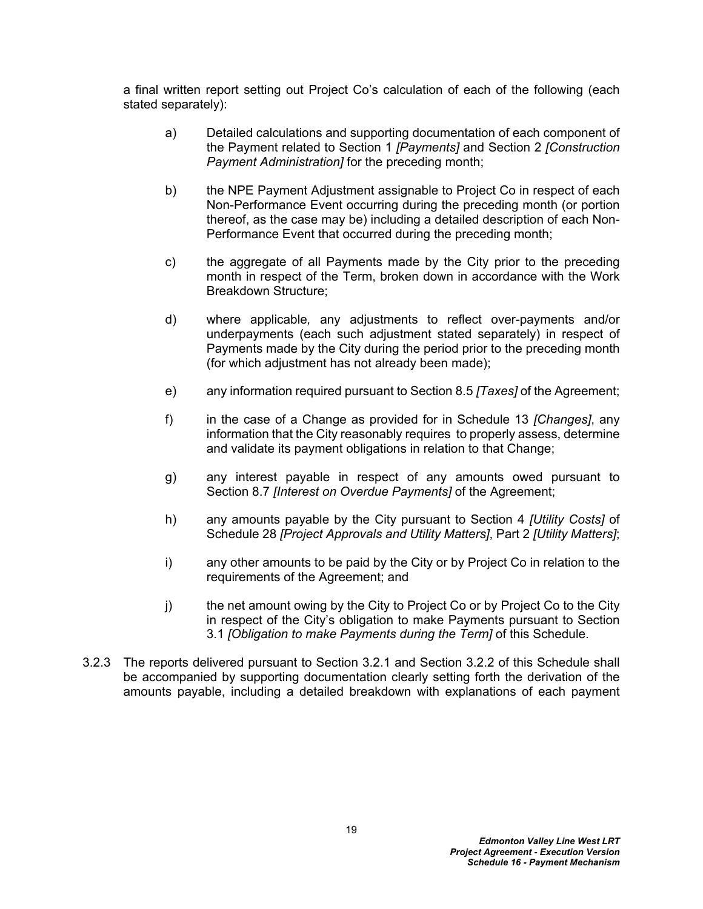a final written report setting out Project Co's calculation of each of the following (each stated separately):

a) Detailed calculations and supporting documentation of each component of the Payment related to Section 1 *[Payments]* and Section 2 *[Construction Payment Administration]* for the preceding month;

b) the NPE Payment Adjustment assignable to Project Co in respect of each Non-Performance Event occurring during the preceding month (or portion thereof, as the case may be) including a detailed description of each Non-Performance Event that occurred during the preceding month;

c) the aggregate of all Payments made by the City prior to the preceding month in respect of the Term, broken down in accordance with the Work Breakdown Structure;

d) where applicable, any adjustments to reflect over-payments and/or underpayments (each such adjustment stated separately) in respect of Payments made by the City during the period prior to the preceding month (for which adjustment has not already been made);

e) any information required pursuant to Section 8.5 *[Taxes]* of the Agreement;

f) in the case of a Change as provided for in Schedule 13 *[Changes]*, any information that the City reasonably requires to properly assess, determine and validate its payment obligations in relation to that Change;

g) any interest payable in respect of any amounts owed pursuant to Section 8.7 *[Interest on Overdue Payments]* of the Agreement;

h) any amounts payable by the City pursuant to Section 4 *[Utility Costs]* of Schedule 28 *[Project Approvals and Utility Matters]*, Part 2 *[Utility Matters]*;

i) any other amounts to be paid by the City or by Project Co in relation to the requirements of the Agreement; and

j) the net amount owing by the City to Project Co or by Project Co to the City in respect of the City's obligation to make Payments pursuant to Section 3.1 *[Obligation to make Payments during the Term]* of this Schedule.

3.2.3 The reports delivered pursuant to Section 3.2.1 and Section 3.2.2 of this Schedule shall be accompanied by supporting documentation clearly setting forth the derivation of the amounts payable, including a detailed breakdown with explanations of each payment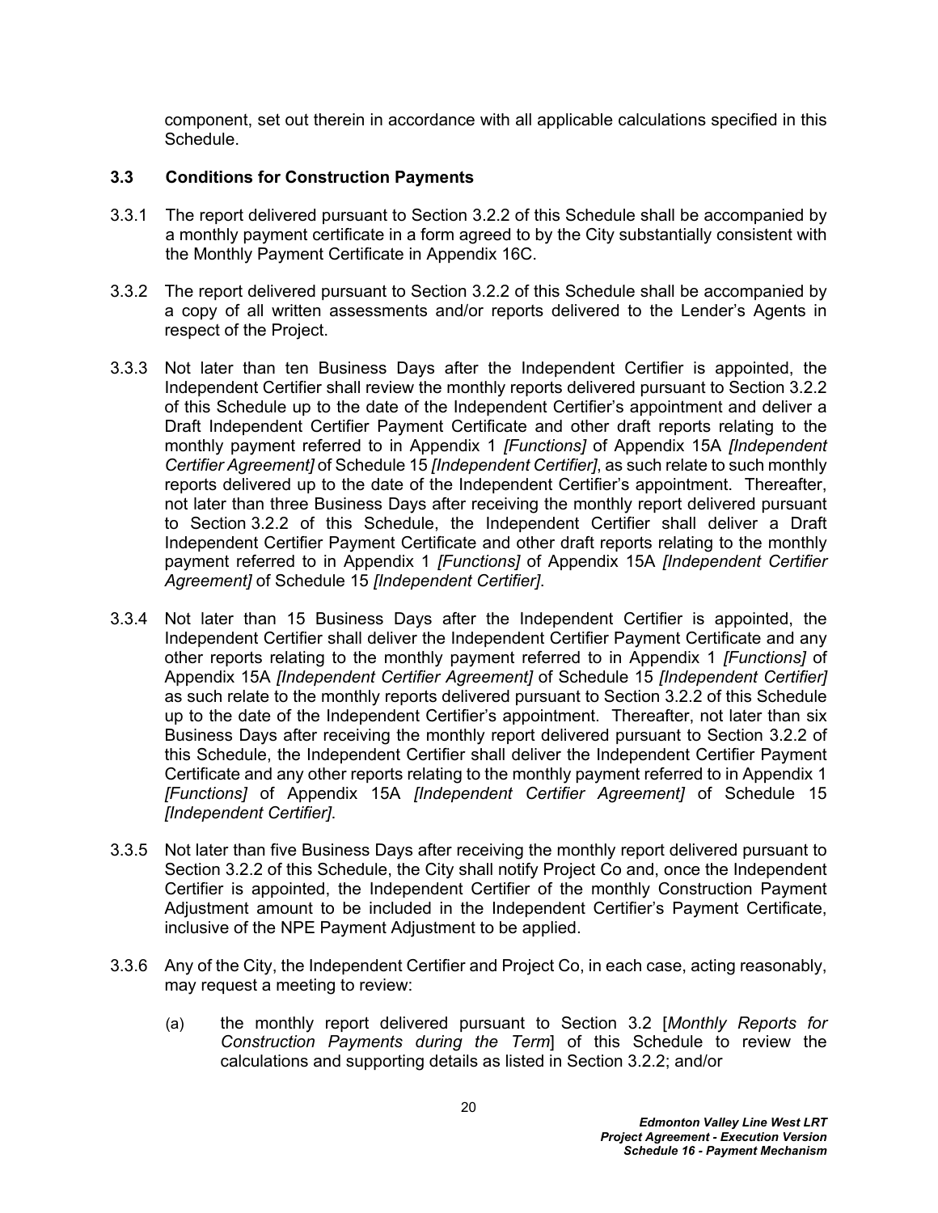component, set out therein in accordance with all applicable calculations specified in this Schedule.

### 3.3 Conditions for Construction Payments

3.3.1 The report delivered pursuant to Section 3.2.2 of this Schedule shall be accompanied by a monthly payment certificate in a form agreed to by the City substantially consistent with the Monthly Payment Certificate in Appendix 16C.

3.3.2 The report delivered pursuant to Section 3.2.2 of this Schedule shall be accompanied by a copy of all written assessments and/or reports delivered to the Lender's Agents in respect of the Project.

3.3.3 Not later than ten Business Days after the Independent Certifier is appointed, the Independent Certifier shall review the monthly reports delivered pursuant to Section 3.2.2 of this Schedule up to the date of the Independent Certifier's appointment and deliver a Draft Independent Certifier Payment Certificate and other draft reports relating to the monthly payment referred to in Appendix 1 *[Functions]* of Appendix 15A *[Independent Certifier Agreement]* of Schedule 15 *[Independent Certifier]*, as such relate to such monthly reports delivered up to the date of the Independent Certifier's appointment. Thereafter, not later than three Business Days after receiving the monthly report delivered pursuant to Section 3.2.2 of this Schedule, the Independent Certifier shall deliver a Draft Independent Certifier Payment Certificate and other draft reports relating to the monthly payment referred to in Appendix 1 *[Functions]* of Appendix 15A *[Independent Certifier Agreement]* of Schedule 15 *[Independent Certifier]*.

3.3.4 Not later than 15 Business Days after the Independent Certifier is appointed, the Independent Certifier shall deliver the Independent Certifier Payment Certificate and any other reports relating to the monthly payment referred to in Appendix 1 *[Functions]* of Appendix 15A *[Independent Certifier Agreement]* of Schedule 15 *[Independent Certifier]* as such relate to the monthly reports delivered pursuant to Section 3.2.2 of this Schedule up to the date of the Independent Certifier's appointment. Thereafter, not later than six Business Days after receiving the monthly report delivered pursuant to Section 3.2.2 of this Schedule, the Independent Certifier shall deliver the Independent Certifier Payment Certificate and any other reports relating to the monthly payment referred to in Appendix 1 *[Functions]* of Appendix 15A *[Independent Certifier Agreement]* of Schedule 15 *[Independent Certifier]*.

3.3.5 Not later than five Business Days after receiving the monthly report delivered pursuant to Section 3.2.2 of this Schedule, the City shall notify Project Co and, once the Independent Certifier is appointed, the Independent Certifier of the monthly Construction Payment Adjustment amount to be included in the Independent Certifier's Payment Certificate, inclusive of the NPE Payment Adjustment to be applied.

3.3.6 Any of the City, the Independent Certifier and Project Co, in each case, acting reasonably, may request a meeting to review:

(a) the monthly report delivered pursuant to Section 3.2 [*Monthly Reports for Construction Payments during the Term*] of this Schedule to review the calculations and supporting details as listed in Section 3.2.2; and/or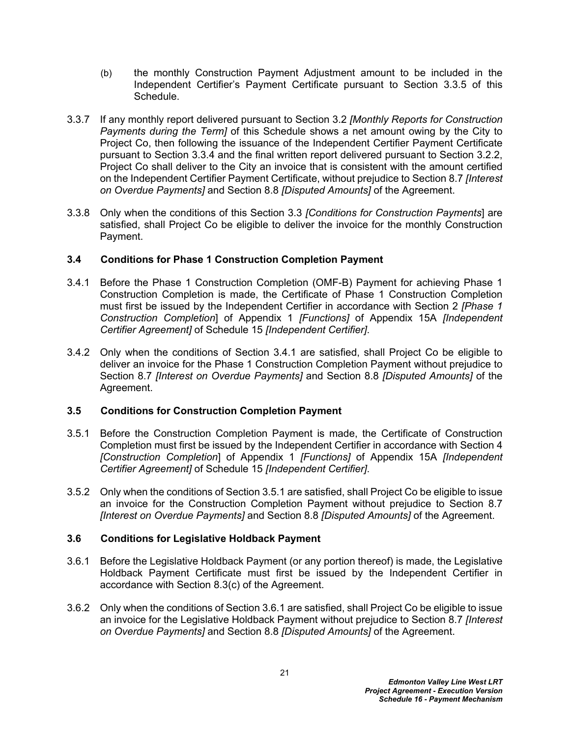(b) the monthly Construction Payment Adjustment amount to be included in the Independent Certifier's Payment Certificate pursuant to Section 3.3.5 of this Schedule.

3.3.7 If any monthly report delivered pursuant to Section 3.2 *[Monthly Reports for Construction Payments during the Term]* of this Schedule shows a net amount owing by the City to Project Co, then following the issuance of the Independent Certifier Payment Certificate pursuant to Section 3.3.4 and the final written report delivered pursuant to Section 3.2.2, Project Co shall deliver to the City an invoice that is consistent with the amount certified on the Independent Certifier Payment Certificate, without prejudice to Section 8.7 *[Interest on Overdue Payments]* and Section 8.8 *[Disputed Amounts]* of the Agreement.

3.3.8 Only when the conditions of this Section 3.3 *[Conditions for Construction Payments*] are satisfied, shall Project Co be eligible to deliver the invoice for the monthly Construction Payment.

### 3.4 Conditions for Phase 1 Construction Completion Payment

3.4.1 Before the Phase 1 Construction Completion (OMF-B) Payment for achieving Phase 1 Construction Completion is made, the Certificate of Phase 1 Construction Completion must first be issued by the Independent Certifier in accordance with Section 2 *[Phase 1 Construction Completion*] of Appendix 1 *[Functions]* of Appendix 15A *[Independent Certifier Agreement]* of Schedule 15 *[Independent Certifier]*.

3.4.2 Only when the conditions of Section 3.4.1 are satisfied, shall Project Co be eligible to deliver an invoice for the Phase 1 Construction Completion Payment without prejudice to Section 8.7 *[Interest on Overdue Payments]* and Section 8.8 *[Disputed Amounts]* of the Agreement.

### 3.5 Conditions for Construction Completion Payment

3.5.1 Before the Construction Completion Payment is made, the Certificate of Construction Completion must first be issued by the Independent Certifier in accordance with Section 4 *[Construction Completion*] of Appendix 1 *[Functions]* of Appendix 15A *[Independent Certifier Agreement]* of Schedule 15 *[Independent Certifier]*.

3.5.2 Only when the conditions of Section 3.5.1 are satisfied, shall Project Co be eligible to issue an invoice for the Construction Completion Payment without prejudice to Section 8.7 *[Interest on Overdue Payments]* and Section 8.8 *[Disputed Amounts]* of the Agreement.

### 3.6 Conditions for Legislative Holdback Payment

3.6.1 Before the Legislative Holdback Payment (or any portion thereof) is made, the Legislative Holdback Payment Certificate must first be issued by the Independent Certifier in accordance with Section 8.3(c) of the Agreement.

3.6.2 Only when the conditions of Section 3.6.1 are satisfied, shall Project Co be eligible to issue an invoice for the Legislative Holdback Payment without prejudice to Section 8.7 *[Interest on Overdue Payments]* and Section 8.8 *[Disputed Amounts]* of the Agreement.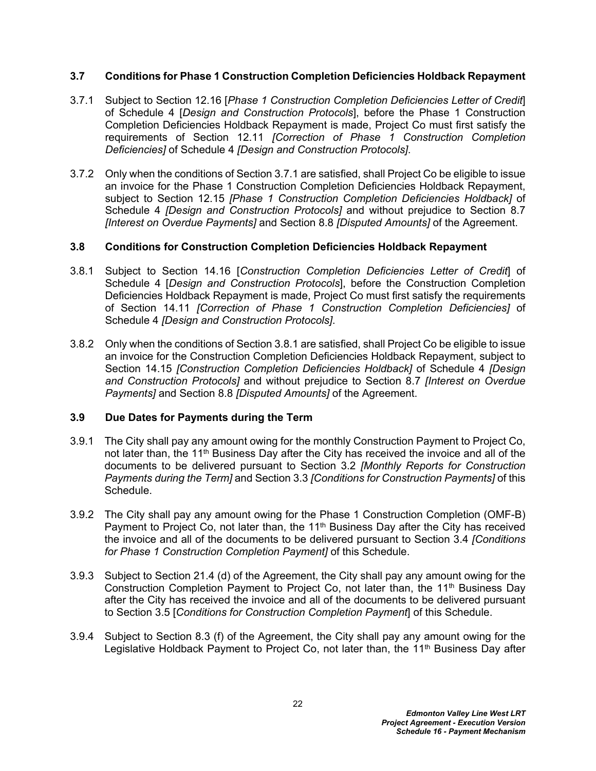### 3.7 Conditions for Phase 1 Construction Completion Deficiencies Holdback Repayment

3.7.1 Subject to Section 12.16 [*Phase 1 Construction Completion Deficiencies Letter of Credit*] of Schedule 4 [*Design and Construction Protocols*], before the Phase 1 Construction Completion Deficiencies Holdback Repayment is made, Project Co must first satisfy the requirements of Section 12.11 *[Correction of Phase 1 Construction Completion Deficiencies]* of Schedule 4 *[Design and Construction Protocols]*.

3.7.2 Only when the conditions of Section 3.7.1 are satisfied, shall Project Co be eligible to issue an invoice for the Phase 1 Construction Completion Deficiencies Holdback Repayment, subject to Section 12.15 *[Phase 1 Construction Completion Deficiencies Holdback]* of Schedule 4 *[Design and Construction Protocols]* and without prejudice to Section 8.7 *[Interest on Overdue Payments]* and Section 8.8 *[Disputed Amounts]* of the Agreement.

### 3.8 Conditions for Construction Completion Deficiencies Holdback Repayment

3.8.1 Subject to Section 14.16 [*Construction Completion Deficiencies Letter of Credit*] of Schedule 4 [*Design and Construction Protocols*], before the Construction Completion Deficiencies Holdback Repayment is made, Project Co must first satisfy the requirements of Section 14.11 *[Correction of Phase 1 Construction Completion Deficiencies]* of Schedule 4 *[Design and Construction Protocols]*.

3.8.2 Only when the conditions of Section 3.8.1 are satisfied, shall Project Co be eligible to issue an invoice for the Construction Completion Deficiencies Holdback Repayment, subject to Section 14.15 *[Construction Completion Deficiencies Holdback]* of Schedule 4 *[Design and Construction Protocols]* and without prejudice to Section 8.7 *[Interest on Overdue Payments]* and Section 8.8 *[Disputed Amounts]* of the Agreement.

### 3.9 Due Dates for Payments during the Term

3.9.1 The City shall pay any amount owing for the monthly Construction Payment to Project Co, not later than, the 11th Business Day after the City has received the invoice and all of the documents to be delivered pursuant to Section 3.2 *[Monthly Reports for Construction Payments during the Term]* and Section 3.3 *[Conditions for Construction Payments]* of this Schedule.

3.9.2 The City shall pay any amount owing for the Phase 1 Construction Completion (OMF-B) Payment to Project Co, not later than, the 11th Business Day after the City has received the invoice and all of the documents to be delivered pursuant to Section 3.4 *[Conditions for Phase 1 Construction Completion Payment]* of this Schedule.

3.9.3 Subject to Section 21.4 (d) of the Agreement, the City shall pay any amount owing for the Construction Completion Payment to Project Co, not later than, the 11th Business Day after the City has received the invoice and all of the documents to be delivered pursuant to Section 3.5 [*Conditions for Construction Completion Payment*] of this Schedule.

3.9.4 Subject to Section 8.3 (f) of the Agreement, the City shall pay any amount owing for the Legislative Holdback Payment to Project Co, not later than, the 11th Business Day after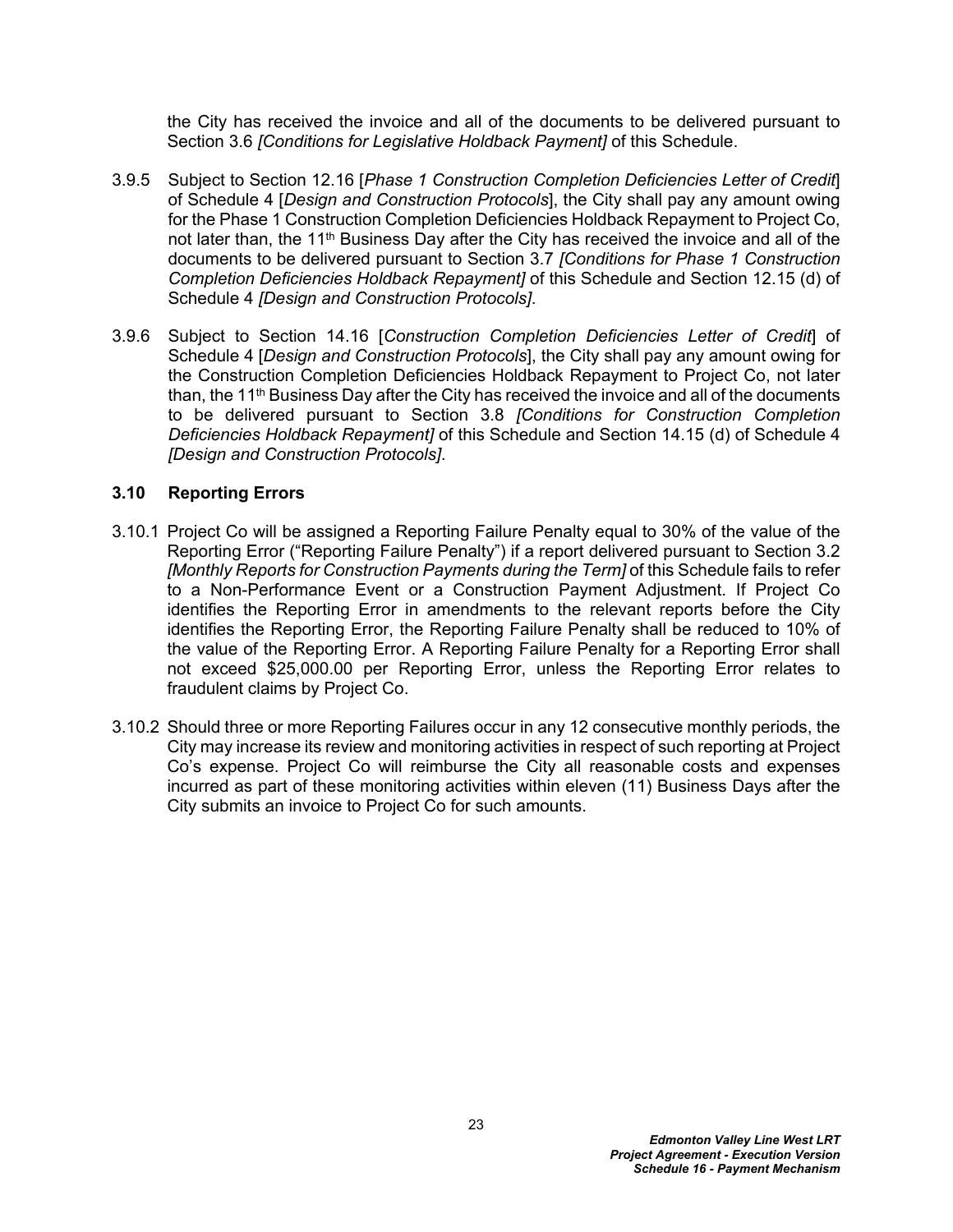the City has received the invoice and all of the documents to be delivered pursuant to Section 3.6 *[Conditions for Legislative Holdback Payment]* of this Schedule.

3.9.5 Subject to Section 12.16 [*Phase 1 Construction Completion Deficiencies Letter of Credit*] of Schedule 4 [*Design and Construction Protocols*], the City shall pay any amount owing for the Phase 1 Construction Completion Deficiencies Holdback Repayment to Project Co, not later than, the 11th Business Day after the City has received the invoice and all of the documents to be delivered pursuant to Section 3.7 *[Conditions for Phase 1 Construction Completion Deficiencies Holdback Repayment]* of this Schedule and Section 12.15 (d) of Schedule 4 *[Design and Construction Protocols]*.

3.9.6 Subject to Section 14.16 [*Construction Completion Deficiencies Letter of Credit*] of Schedule 4 [*Design and Construction Protocols*], the City shall pay any amount owing for the Construction Completion Deficiencies Holdback Repayment to Project Co, not later than, the 11th Business Day after the City has received the invoice and all of the documents to be delivered pursuant to Section 3.8 *[Conditions for Construction Completion Deficiencies Holdback Repayment]* of this Schedule and Section 14.15 (d) of Schedule 4 *[Design and Construction Protocols]*.

### 3.10 Reporting Errors

3.10.1 Project Co will be assigned a Reporting Failure Penalty equal to 30% of the value of the Reporting Error ("Reporting Failure Penalty") if a report delivered pursuant to Section 3.2 *[Monthly Reports for Construction Payments during the Term]* of this Schedule fails to refer to a Non-Performance Event or a Construction Payment Adjustment. If Project Co identifies the Reporting Error in amendments to the relevant reports before the City identifies the Reporting Error, the Reporting Failure Penalty shall be reduced to 10% of the value of the Reporting Error. A Reporting Failure Penalty for a Reporting Error shall not exceed $25,000.00 per Reporting Error, unless the Reporting Error relates to fraudulent claims by Project Co.

3.10.2 Should three or more Reporting Failures occur in any 12 consecutive monthly periods, the City may increase its review and monitoring activities in respect of such reporting at Project Co's expense. Project Co will reimburse the City all reasonable costs and expenses incurred as part of these monitoring activities within eleven (11) Business Days after the City submits an invoice to Project Co for such amounts.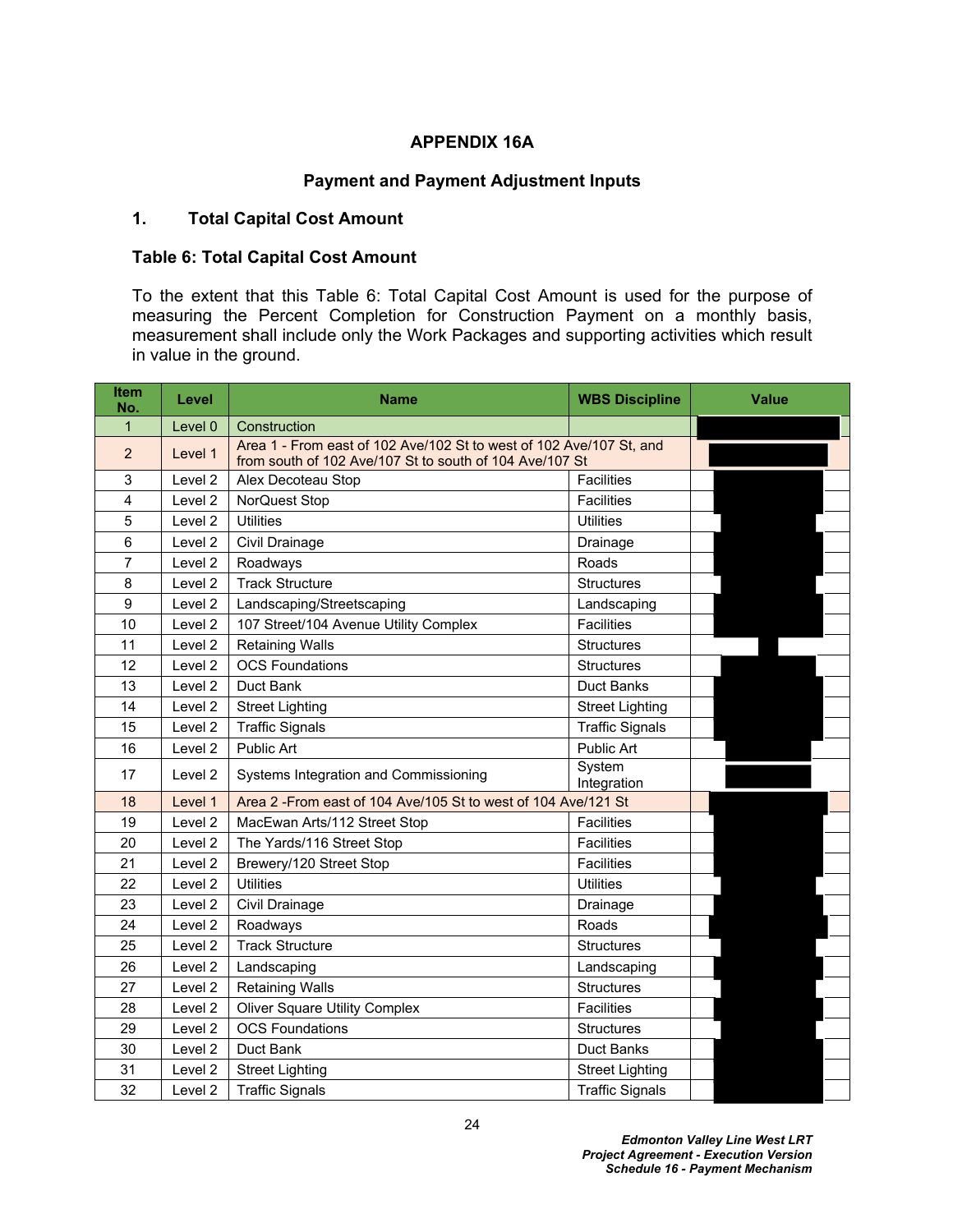# APPENDIX 16A

## Payment and Payment Adjustment Inputs

### 1. Total Capital Cost Amount

**Table 6: Total Capital Cost Amount**

To the extent that this Table 6: Total Capital Cost Amount is used for the purpose of measuring the Percent Completion for Construction Payment on a monthly basis, measurement shall include only the Work Packages and supporting activities which result in value in the ground.

| Item No. | Level | Name | WBS Discipline | Value |
|---|---|---|---|---|
| 1 | Level 0 | Construction | | |
| 2 | Level 1 | Area 1 - From east of 102 Ave/102 St to west of 102 Ave/107 St, and from south of 102 Ave/107 St to south of 104 Ave/107 St | | |
| 3 | Level 2 | Alex Decoteau Stop | Facilities | |
| 4 | Level 2 | NorQuest Stop | Facilities | |
| 5 | Level 2 | Utilities | Utilities | |
| 6 | Level 2 | Civil Drainage | Drainage | |
| 7 | Level 2 | Roadways | Roads | |
| 8 | Level 2 | Track Structure | Structures | |
| 9 | Level 2 | Landscaping/Streetscaping | Landscaping | |
| 10 | Level 2 | 107 Street/104 Avenue Utility Complex | Facilities | |
| 11 | Level 2 | Retaining Walls | Structures | |
| 12 | Level 2 | OCS Foundations | Structures | |
| 13 | Level 2 | Duct Bank | Duct Banks | |
| 14 | Level 2 | Street Lighting | Street Lighting | |
| 15 | Level 2 | Traffic Signals | Traffic Signals | |
| 16 | Level 2 | Public Art | Public Art | |
| 17 | Level 2 | Systems Integration and Commissioning | System Integration | |
| 18 | Level 1 | Area 2 -From east of 104 Ave/105 St to west of 104 Ave/121 St | | |
| 19 | Level 2 | MacEwan Arts/112 Street Stop | Facilities | |
| 20 | Level 2 | The Yards/116 Street Stop | Facilities | |
| 21 | Level 2 | Brewery/120 Street Stop | Facilities | |
| 22 | Level 2 | Utilities | Utilities | |
| 23 | Level 2 | Civil Drainage | Drainage | |
| 24 | Level 2 | Roadways | Roads | |
| 25 | Level 2 | Track Structure | Structures | |
| 26 | Level 2 | Landscaping | Landscaping | |
| 27 | Level 2 | Retaining Walls | Structures | |
| 28 | Level 2 | Oliver Square Utility Complex | Facilities | |
| 29 | Level 2 | OCS Foundations | Structures | |
| 30 | Level 2 | Duct Bank | Duct Banks | |
| 31 | Level 2 | Street Lighting | Street Lighting | |
| 32 | Level 2 | Traffic Signals | Traffic Signals | |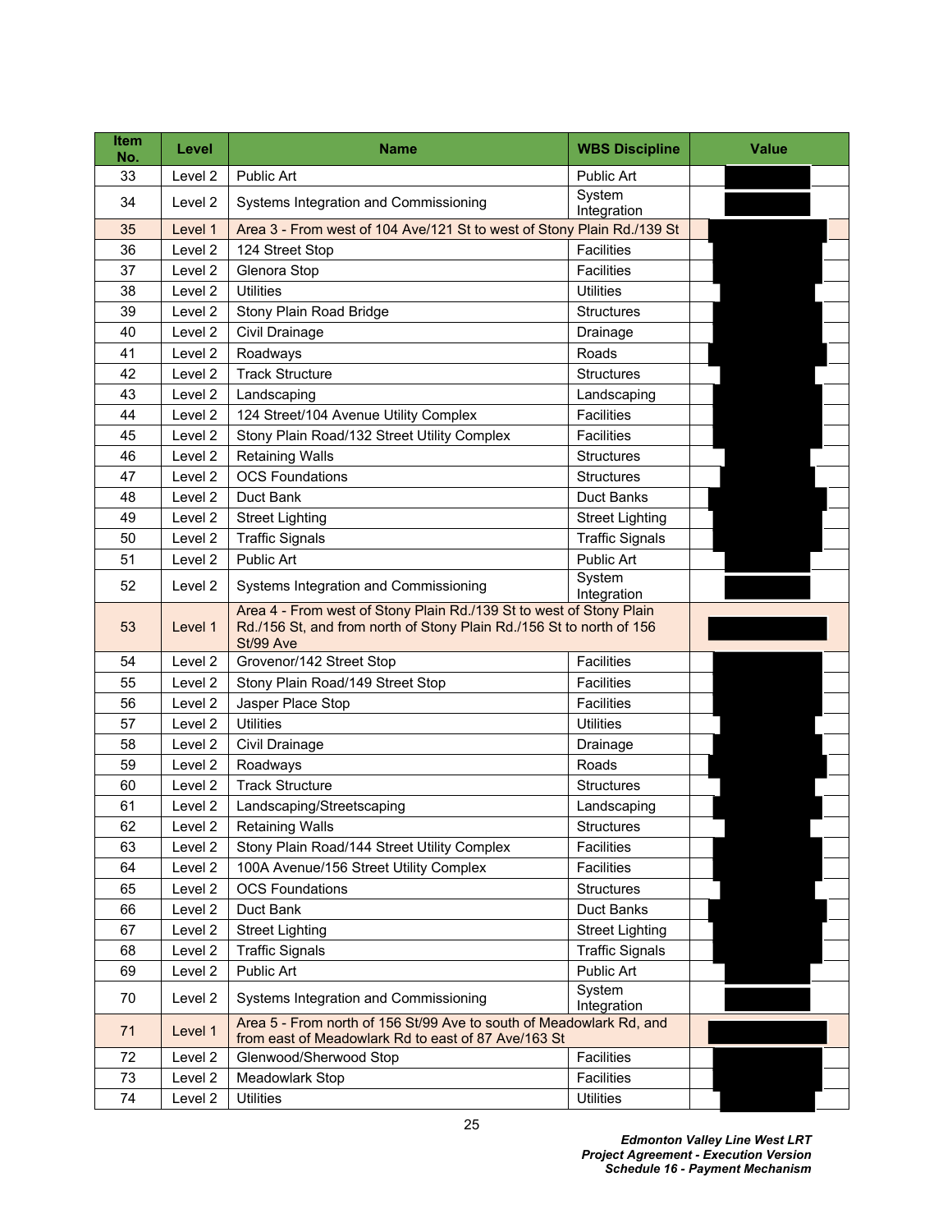| Item No. | Level | Name | WBS Discipline | Value |
|---|---|---|---|---|
| 33 | Level 2 | Public Art | Public Art | |
| 34 | Level 2 | Systems Integration and Commissioning | System Integration | |
| 35 | Level 1 | Area 3 - From west of 104 Ave/121 St to west of Stony Plain Rd./139 St | | |
| 36 | Level 2 | 124 Street Stop | Facilities | |
| 37 | Level 2 | Glenora Stop | Facilities | |
| 38 | Level 2 | Utilities | Utilities | |
| 39 | Level 2 | Stony Plain Road Bridge | Structures | |
| 40 | Level 2 | Civil Drainage | Drainage | |
| 41 | Level 2 | Roadways | Roads | |
| 42 | Level 2 | Track Structure | Structures | |
| 43 | Level 2 | Landscaping | Landscaping | |
| 44 | Level 2 | 124 Street/104 Avenue Utility Complex | Facilities | |
| 45 | Level 2 | Stony Plain Road/132 Street Utility Complex | Facilities | |
| 46 | Level 2 | Retaining Walls | Structures | |
| 47 | Level 2 | OCS Foundations | Structures | |
| 48 | Level 2 | Duct Bank | Duct Banks | |
| 49 | Level 2 | Street Lighting | Street Lighting | |
| 50 | Level 2 | Traffic Signals | Traffic Signals | |
| 51 | Level 2 | Public Art | Public Art | |
| 52 | Level 2 | Systems Integration and Commissioning | System Integration | |
| 53 | Level 1 | Area 4 - From west of Stony Plain Rd./139 St to west of Stony Plain Rd./156 St, and from north of Stony Plain Rd./156 St to north of 156 St/99 Ave | | |
| 54 | Level 2 | Grovenor/142 Street Stop | Facilities | |
| 55 | Level 2 | Stony Plain Road/149 Street Stop | Facilities | |
| 56 | Level 2 | Jasper Place Stop | Facilities | |
| 57 | Level 2 | Utilities | Utilities | |
| 58 | Level 2 | Civil Drainage | Drainage | |
| 59 | Level 2 | Roadways | Roads | |
| 60 | Level 2 | Track Structure | Structures | |
| 61 | Level 2 | Landscaping/Streetscaping | Landscaping | |
| 62 | Level 2 | Retaining Walls | Structures | |
| 63 | Level 2 | Stony Plain Road/144 Street Utility Complex | Facilities | |
| 64 | Level 2 | 100A Avenue/156 Street Utility Complex | Facilities | |
| 65 | Level 2 | OCS Foundations | Structures | |
| 66 | Level 2 | Duct Bank | Duct Banks | |
| 67 | Level 2 | Street Lighting | Street Lighting | |
| 68 | Level 2 | Traffic Signals | Traffic Signals | |
| 69 | Level 2 | Public Art | Public Art | |
| 70 | Level 2 | Systems Integration and Commissioning | System Integration | |
| 71 | Level 1 | Area 5 - From north of 156 St/99 Ave to south of Meadowlark Rd, and from east of Meadowlark Rd to east of 87 Ave/163 St | | |
| 72 | Level 2 | Glenwood/Sherwood Stop | Facilities | |
| 73 | Level 2 | Meadowlark Stop | Facilities | |
| 74 | Level 2 | Utilities | Utilities | |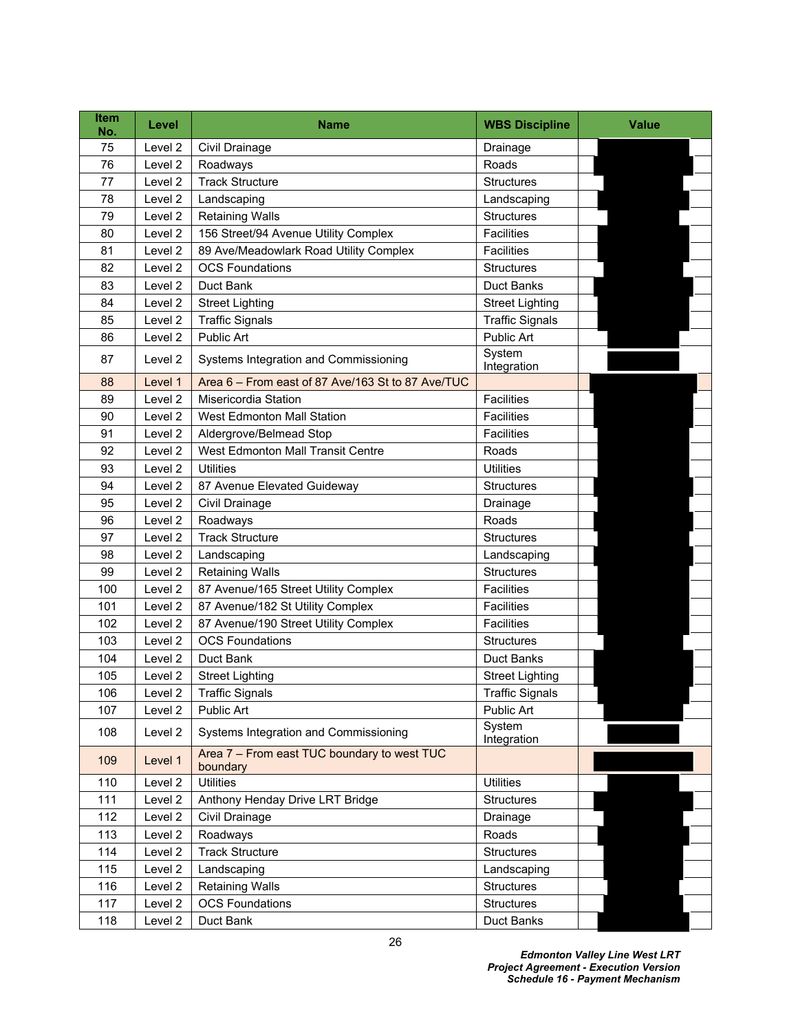| Item No. | Level | Name | WBS Discipline | Value |
|---|---|---|---|---|
| 75 | Level 2 | Civil Drainage | Drainage | |
| 76 | Level 2 | Roadways | Roads | |
| 77 | Level 2 | Track Structure | Structures | |
| 78 | Level 2 | Landscaping | Landscaping | |
| 79 | Level 2 | Retaining Walls | Structures | |
| 80 | Level 2 | 156 Street/94 Avenue Utility Complex | Facilities | |
| 81 | Level 2 | 89 Ave/Meadowlark Road Utility Complex | Facilities | |
| 82 | Level 2 | OCS Foundations | Structures | |
| 83 | Level 2 | Duct Bank | Duct Banks | |
| 84 | Level 2 | Street Lighting | Street Lighting | |
| 85 | Level 2 | Traffic Signals | Traffic Signals | |
| 86 | Level 2 | Public Art | Public Art | |
| 87 | Level 2 | Systems Integration and Commissioning | System Integration | |
| 88 | Level 1 | Area 6 – From east of 87 Ave/163 St to 87 Ave/TUC | | |
| 89 | Level 2 | Misericordia Station | Facilities | |
| 90 | Level 2 | West Edmonton Mall Station | Facilities | |
| 91 | Level 2 | Aldergrove/Belmead Stop | Facilities | |
| 92 | Level 2 | West Edmonton Mall Transit Centre | Roads | |
| 93 | Level 2 | Utilities | Utilities | |
| 94 | Level 2 | 87 Avenue Elevated Guideway | Structures | |
| 95 | Level 2 | Civil Drainage | Drainage | |
| 96 | Level 2 | Roadways | Roads | |
| 97 | Level 2 | Track Structure | Structures | |
| 98 | Level 2 | Landscaping | Landscaping | |
| 99 | Level 2 | Retaining Walls | Structures | |
| 100 | Level 2 | 87 Avenue/165 Street Utility Complex | Facilities | |
| 101 | Level 2 | 87 Avenue/182 St Utility Complex | Facilities | |
| 102 | Level 2 | 87 Avenue/190 Street Utility Complex | Facilities | |
| 103 | Level 2 | OCS Foundations | Structures | |
| 104 | Level 2 | Duct Bank | Duct Banks | |
| 105 | Level 2 | Street Lighting | Street Lighting | |
| 106 | Level 2 | Traffic Signals | Traffic Signals | |
| 107 | Level 2 | Public Art | Public Art | |
| 108 | Level 2 | Systems Integration and Commissioning | System Integration | |
| 109 | Level 1 | Area 7 – From east TUC boundary to west TUC boundary | | |
| 110 | Level 2 | Utilities | Utilities | |
| 111 | Level 2 | Anthony Henday Drive LRT Bridge | Structures | |
| 112 | Level 2 | Civil Drainage | Drainage | |
| 113 | Level 2 | Roadways | Roads | |
| 114 | Level 2 | Track Structure | Structures | |
| 115 | Level 2 | Landscaping | Landscaping | |
| 116 | Level 2 | Retaining Walls | Structures | |
| 117 | Level 2 | OCS Foundations | Structures | |
| 118 | Level 2 | Duct Bank | Duct Banks | |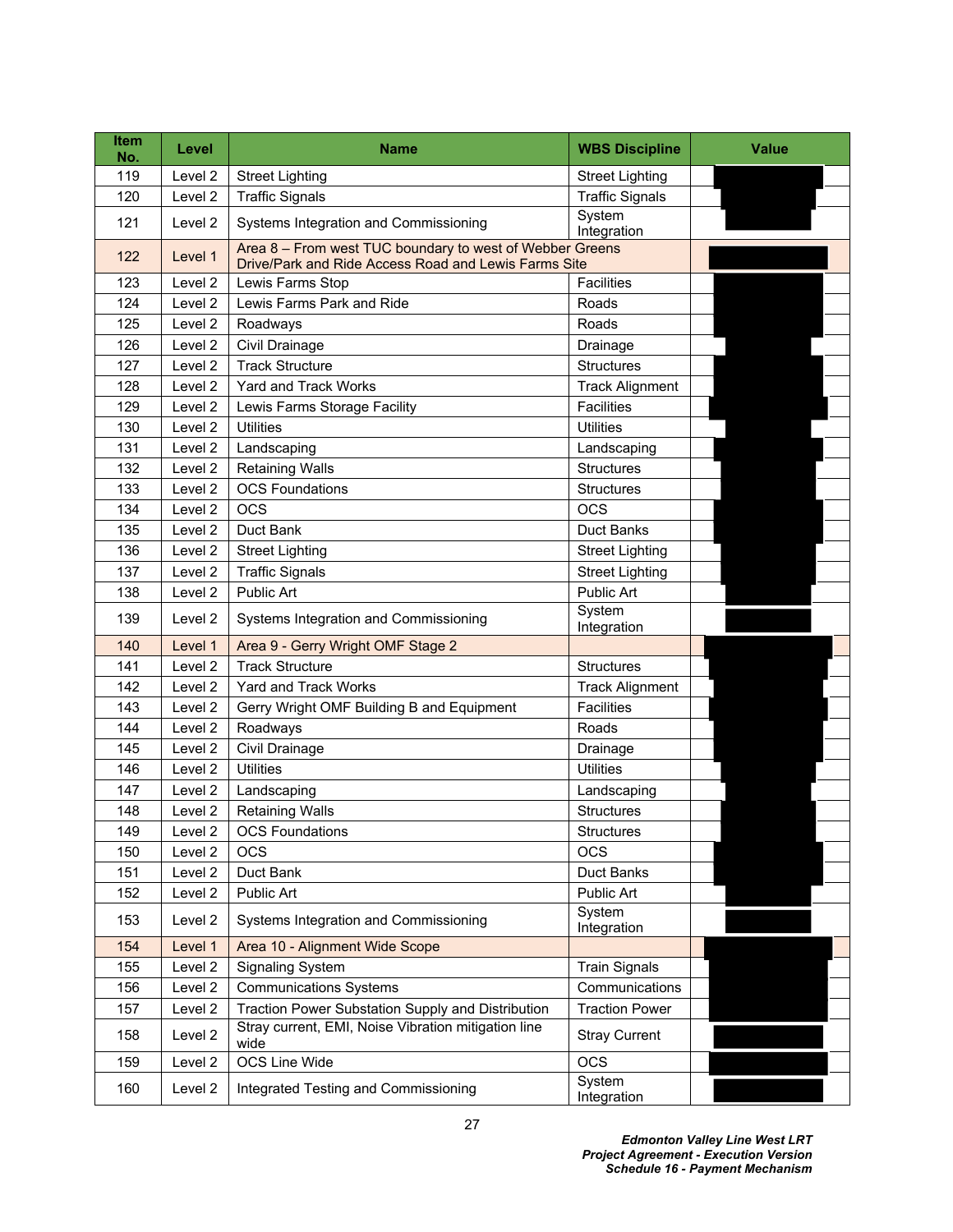| Item No. | Level | Name | WBS Discipline | Value |
|---|---|---|---|---|
| 119 | Level 2 | Street Lighting | Street Lighting | |
| 120 | Level 2 | Traffic Signals | Traffic Signals | |
| 121 | Level 2 | Systems Integration and Commissioning | System Integration | |
| 122 | Level 1 | Area 8 – From west TUC boundary to west of Webber Greens Drive/Park and Ride Access Road and Lewis Farms Site | | |
| 123 | Level 2 | Lewis Farms Stop | Facilities | |
| 124 | Level 2 | Lewis Farms Park and Ride | Roads | |
| 125 | Level 2 | Roadways | Roads | |
| 126 | Level 2 | Civil Drainage | Drainage | |
| 127 | Level 2 | Track Structure | Structures | |
| 128 | Level 2 | Yard and Track Works | Track Alignment | |
| 129 | Level 2 | Lewis Farms Storage Facility | Facilities | |
| 130 | Level 2 | Utilities | Utilities | |
| 131 | Level 2 | Landscaping | Landscaping | |
| 132 | Level 2 | Retaining Walls | Structures | |
| 133 | Level 2 | OCS Foundations | Structures | |
| 134 | Level 2 | OCS | OCS | |
| 135 | Level 2 | Duct Bank | Duct Banks | |
| 136 | Level 2 | Street Lighting | Street Lighting | |
| 137 | Level 2 | Traffic Signals | Street Lighting | |
| 138 | Level 2 | Public Art | Public Art | |
| 139 | Level 2 | Systems Integration and Commissioning | System Integration | |
| 140 | Level 1 | Area 9 - Gerry Wright OMF Stage 2 | | |
| 141 | Level 2 | Track Structure | Structures | |
| 142 | Level 2 | Yard and Track Works | Track Alignment | |
| 143 | Level 2 | Gerry Wright OMF Building B and Equipment | Facilities | |
| 144 | Level 2 | Roadways | Roads | |
| 145 | Level 2 | Civil Drainage | Drainage | |
| 146 | Level 2 | Utilities | Utilities | |
| 147 | Level 2 | Landscaping | Landscaping | |
| 148 | Level 2 | Retaining Walls | Structures | |
| 149 | Level 2 | OCS Foundations | Structures | |
| 150 | Level 2 | OCS | OCS | |
| 151 | Level 2 | Duct Bank | Duct Banks | |
| 152 | Level 2 | Public Art | Public Art | |
| 153 | Level 2 | Systems Integration and Commissioning | System Integration | |
| 154 | Level 1 | Area 10 - Alignment Wide Scope | | |
| 155 | Level 2 | Signaling System | Train Signals | |
| 156 | Level 2 | Communications Systems | Communications | |
| 157 | Level 2 | Traction Power Substation Supply and Distribution | Traction Power | |
| 158 | Level 2 | Stray current, EMI, Noise Vibration mitigation line wide | Stray Current | |
| 159 | Level 2 | OCS Line Wide | OCS | |
| 160 | Level 2 | Integrated Testing and Commissioning | System Integration | |

*Edmonton Valley Line West LRT*
*Project Agreement - Execution Version*
*Schedule 16 - Payment Mechanism*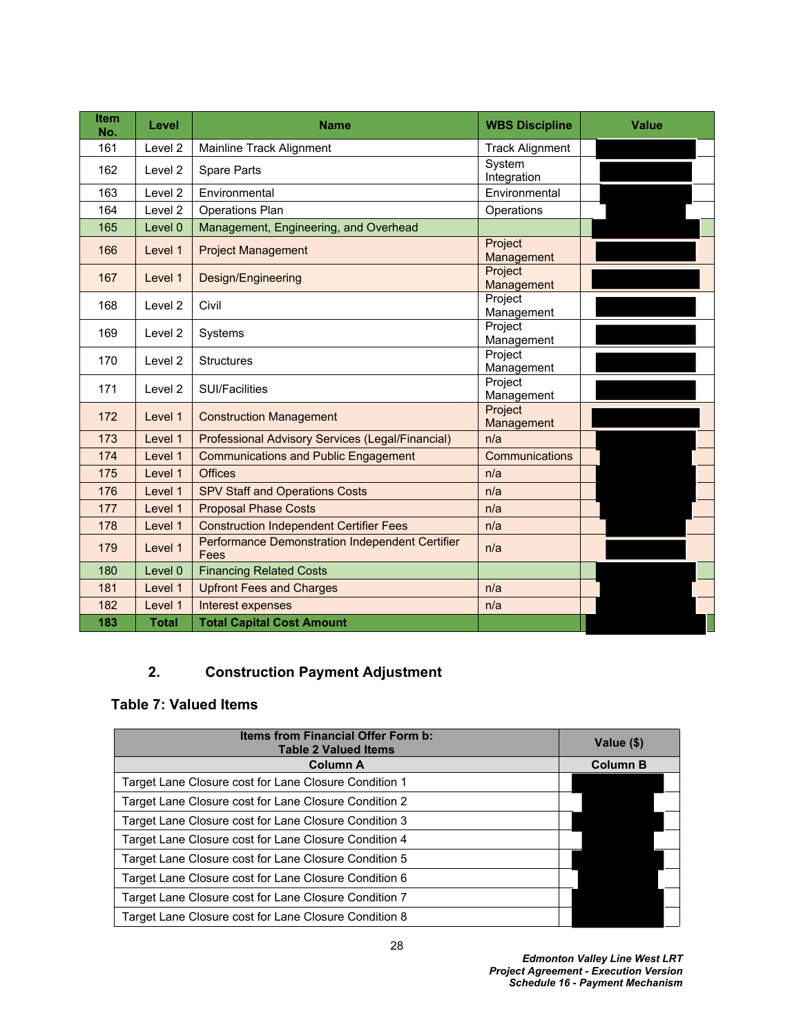| Item No. | Level | Name | WBS Discipline | Value |
|---|---|---|---|---|
| 161 | Level 2 | Mainline Track Alignment | Track Alignment | |
| 162 | Level 2 | Spare Parts | System Integration | |
| 163 | Level 2 | Environmental | Environmental | |
| 164 | Level 2 | Operations Plan | Operations | |
| 165 | Level 0 | Management, Engineering, and Overhead | | |
| 166 | Level 1 | Project Management | Project Management | |
| 167 | Level 1 | Design/Engineering | Project Management | |
| 168 | Level 2 | Civil | Project Management | |
| 169 | Level 2 | Systems | Project Management | |
| 170 | Level 2 | Structures | Project Management | |
| 171 | Level 2 | SUI/Facilities | Project Management | |
| 172 | Level 1 | Construction Management | Project Management | |
| 173 | Level 1 | Professional Advisory Services (Legal/Financial) | n/a | |
| 174 | Level 1 | Communications and Public Engagement | Communications | |
| 175 | Level 1 | Offices | n/a | |
| 176 | Level 1 | SPV Staff and Operations Costs | n/a | |
| 177 | Level 1 | Proposal Phase Costs | n/a | |
| 178 | Level 1 | Construction Independent Certifier Fees | n/a | |
| 179 | Level 1 | Performance Demonstration Independent Certifier Fees | n/a | |
| 180 | Level 0 | Financing Related Costs | | |
| 181 | Level 1 | Upfront Fees and Charges | n/a | |
| 182 | Level 1 | Interest expenses | n/a | |
| **183** | **Total** | **Total Capital Cost Amount** | | |

## 2. Construction Payment Adjustment

### Table 7: Valued Items

| Items from Financial Offer Form b: Table 2 Valued Items | Value ($) |
|---|---|
| **Column A** | **Column B** |
| Target Lane Closure cost for Lane Closure Condition 1 | |
| Target Lane Closure cost for Lane Closure Condition 2 | |
| Target Lane Closure cost for Lane Closure Condition 3 | |
| Target Lane Closure cost for Lane Closure Condition 4 | |
| Target Lane Closure cost for Lane Closure Condition 5 | |
| Target Lane Closure cost for Lane Closure Condition 6 | |
| Target Lane Closure cost for Lane Closure Condition 7 | |
| Target Lane Closure cost for Lane Closure Condition 8 | |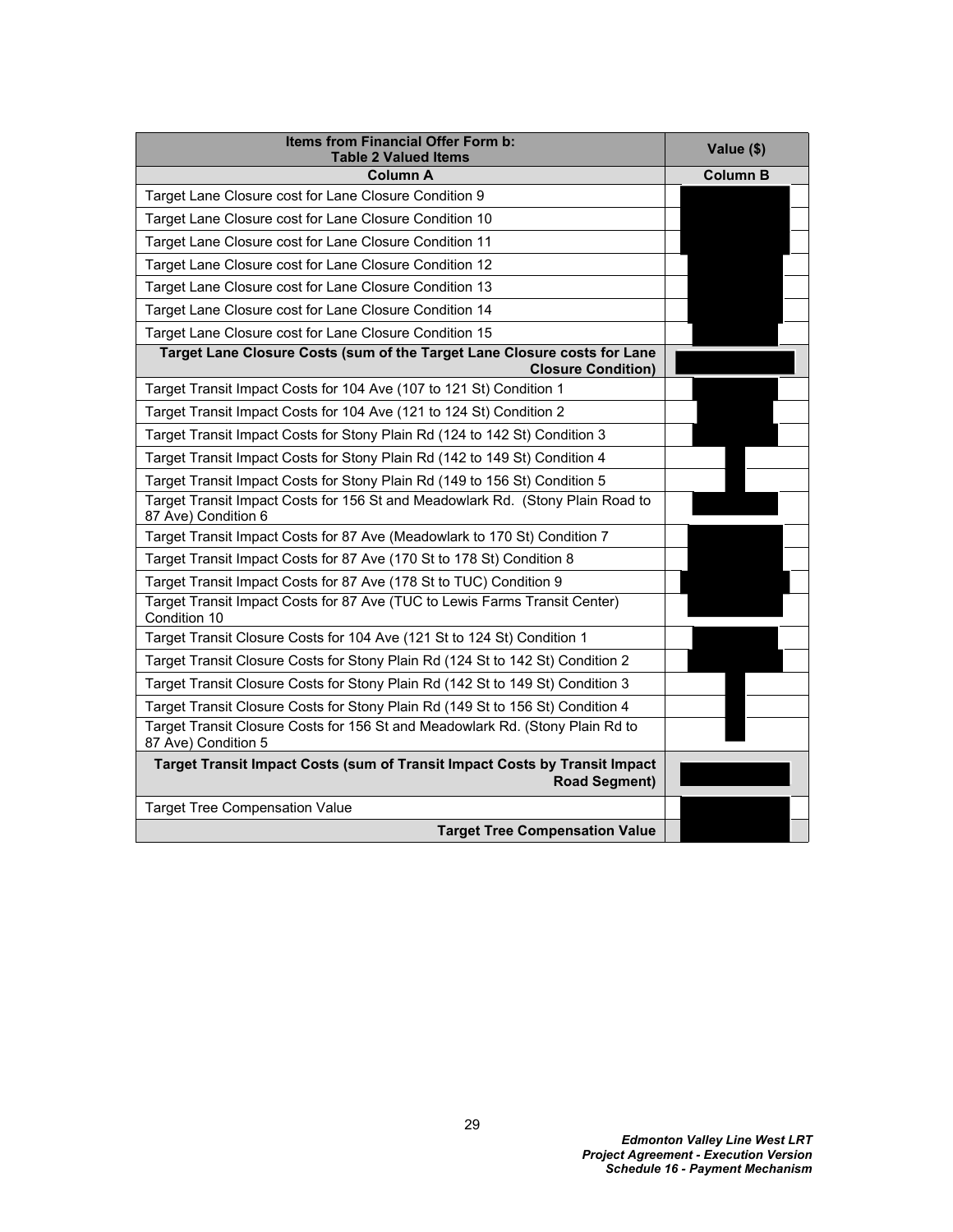| Items from Financial Offer Form b: Table 2 Valued Items | Value ($) |
|---|---|
| **Column A** | **Column B** |
| Target Lane Closure cost for Lane Closure Condition 9 | |
| Target Lane Closure cost for Lane Closure Condition 10 | |
| Target Lane Closure cost for Lane Closure Condition 11 | |
| Target Lane Closure cost for Lane Closure Condition 12 | |
| Target Lane Closure cost for Lane Closure Condition 13 | |
| Target Lane Closure cost for Lane Closure Condition 14 | |
| Target Lane Closure cost for Lane Closure Condition 15 | |
| **Target Lane Closure Costs (sum of the Target Lane Closure costs for Lane Closure Condition)** | |
| Target Transit Impact Costs for 104 Ave (107 to 121 St) Condition 1 | |
| Target Transit Impact Costs for 104 Ave (121 to 124 St) Condition 2 | |
| Target Transit Impact Costs for Stony Plain Rd (124 to 142 St) Condition 3 | |
| Target Transit Impact Costs for Stony Plain Rd (142 to 149 St) Condition 4 | |
| Target Transit Impact Costs for Stony Plain Rd (149 to 156 St) Condition 5 | |
| Target Transit Impact Costs for 156 St and Meadowlark Rd. (Stony Plain Road to 87 Ave) Condition 6 | |
| Target Transit Impact Costs for 87 Ave (Meadowlark to 170 St) Condition 7 | |
| Target Transit Impact Costs for 87 Ave (170 St to 178 St) Condition 8 | |
| Target Transit Impact Costs for 87 Ave (178 St to TUC) Condition 9 | |
| Target Transit Impact Costs for 87 Ave (TUC to Lewis Farms Transit Center) Condition 10 | |
| Target Transit Closure Costs for 104 Ave (121 St to 124 St) Condition 1 | |
| Target Transit Closure Costs for Stony Plain Rd (124 St to 142 St) Condition 2 | |
| Target Transit Closure Costs for Stony Plain Rd (142 St to 149 St) Condition 3 | |
| Target Transit Closure Costs for Stony Plain Rd (149 St to 156 St) Condition 4 | |
| Target Transit Closure Costs for 156 St and Meadowlark Rd. (Stony Plain Rd to 87 Ave) Condition 5 | |
| **Target Transit Impact Costs (sum of Transit Impact Costs by Transit Impact Road Segment)** | |
| Target Tree Compensation Value | |
| **Target Tree Compensation Value** | |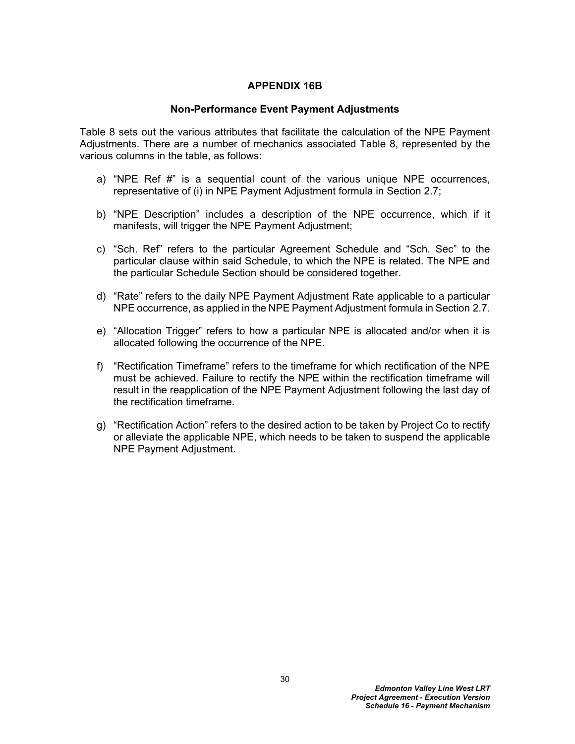## APPENDIX 16B

### Non-Performance Event Payment Adjustments

Table 8 sets out the various attributes that facilitate the calculation of the NPE Payment Adjustments. There are a number of mechanics associated Table 8, represented by the various columns in the table, as follows:

a) "NPE Ref #" is a sequential count of the various unique NPE occurrences, representative of (i) in NPE Payment Adjustment formula in Section 2.7;

b) "NPE Description" includes a description of the NPE occurrence, which if it manifests, will trigger the NPE Payment Adjustment;

c) "Sch. Ref" refers to the particular Agreement Schedule and "Sch. Sec" to the particular clause within said Schedule, to which the NPE is related. The NPE and the particular Schedule Section should be considered together.

d) "Rate" refers to the daily NPE Payment Adjustment Rate applicable to a particular NPE occurrence, as applied in the NPE Payment Adjustment formula in Section 2.7.

e) "Allocation Trigger" refers to how a particular NPE is allocated and/or when it is allocated following the occurrence of the NPE.

f) "Rectification Timeframe" refers to the timeframe for which rectification of the NPE must be achieved. Failure to rectify the NPE within the rectification timeframe will result in the reapplication of the NPE Payment Adjustment following the last day of the rectification timeframe.

g) "Rectification Action" refers to the desired action to be taken by Project Co to rectify or alleviate the applicable NPE, which needs to be taken to suspend the applicable NPE Payment Adjustment.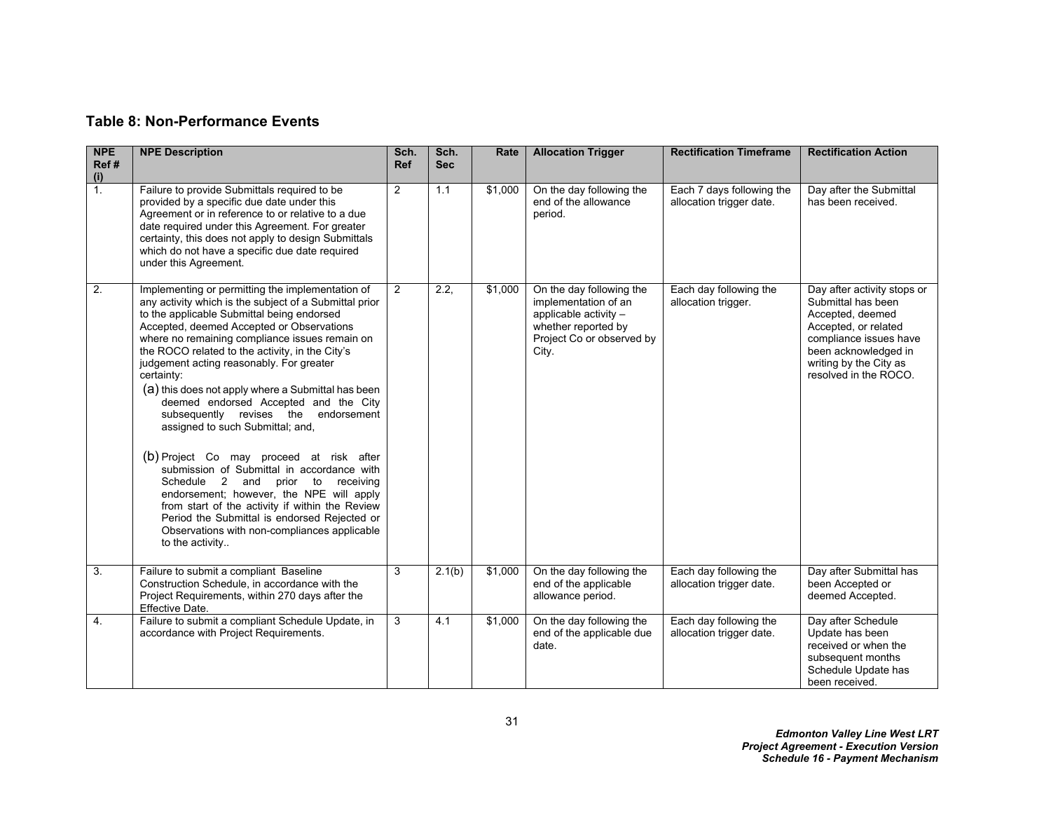## Table 8: Non-Performance Events

| NPE Ref # (i) | NPE Description | Sch. Ref | Sch. Sec | Rate | Allocation Trigger | Rectification Timeframe | Rectification Action |
|---|---|---|---|---|---|---|---|
| 1. | Failure to provide Submittals required to be provided by a specific due date under this Agreement or in reference to or relative to a due date required under this Agreement. For greater certainty, this does not apply to design Submittals which do not have a specific due date required under this Agreement. | 2 | 1.1 | $1,000 | On the day following the end of the allowance period. | Each 7 days following the allocation trigger date. | Day after the Submittal has been received. |
| 2. | Implementing or permitting the implementation of any activity which is the subject of a Submittal prior to the applicable Submittal being endorsed Accepted, deemed Accepted or Observations where no remaining compliance issues remain on the ROCO related to the activity, in the City's judgement acting reasonably. For greater certainty: (a) this does not apply where a Submittal has been deemed endorsed Accepted and the City subsequently revises the endorsement assigned to such Submittal; and, (b) Project Co may proceed at risk after submission of Submittal in accordance with Schedule 2 and prior to receiving endorsement; however, the NPE will apply from start of the activity if within the Review Period the Submittal is endorsed Rejected or Observations with non-compliances applicable to the activity.. | 2 | 2.2, | $1,000 | On the day following the implementation of an applicable activity – whether reported by Project Co or observed by City. | Each day following the allocation trigger. | Day after activity stops or Submittal has been Accepted, deemed Accepted, or related compliance issues have been acknowledged in writing by the City as resolved in the ROCO. |
| 3. | Failure to submit a compliant Baseline Construction Schedule, in accordance with the Project Requirements, within 270 days after the Effective Date. | 3 | 2.1(b) | $1,000 | On the day following the end of the applicable allowance period. | Each day following the allocation trigger date. | Day after Submittal has been Accepted or deemed Accepted. |
| 4. | Failure to submit a compliant Schedule Update, in accordance with Project Requirements. | 3 | 4.1 | $1,000 | On the day following the end of the applicable due date. | Each day following the allocation trigger date. | Day after Schedule Update has been received or when the subsequent months Schedule Update has been received. |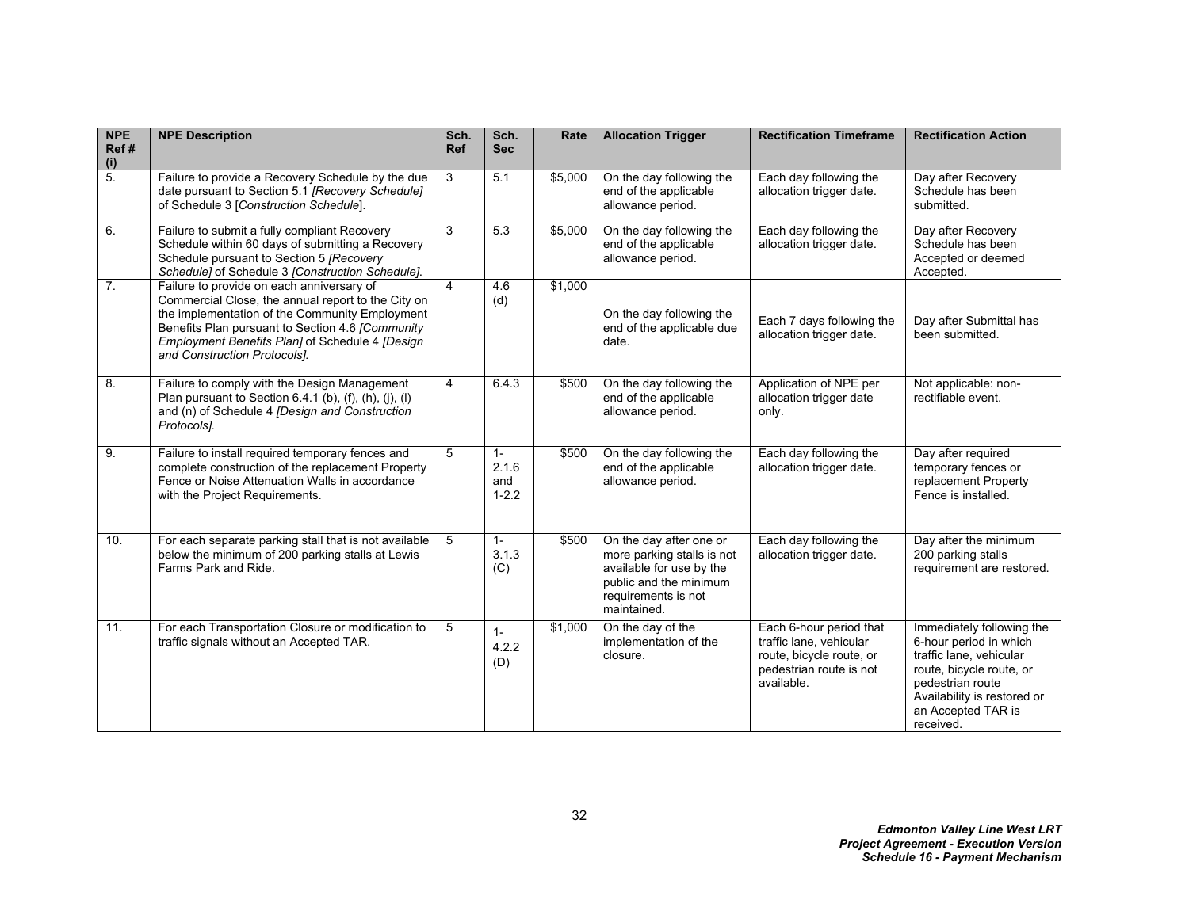| NPE Ref # (i) | NPE Description | Sch. Ref | Sch. Sec | Rate | Allocation Trigger | Rectification Timeframe | Rectification Action |
|---|---|---|---|---|---|---|---|
| 5. | Failure to provide a Recovery Schedule by the due date pursuant to Section 5.1 *[Recovery Schedule]* of Schedule 3 [*Construction Schedule*]. | 3 | 5.1 | $5,000 | On the day following the end of the applicable allowance period. | Each day following the allocation trigger date. | Day after Recovery Schedule has been submitted. |
| 6. | Failure to submit a fully compliant Recovery Schedule within 60 days of submitting a Recovery Schedule pursuant to Section 5 *[Recovery Schedule]* of Schedule 3 *[Construction Schedule]*. | 3 | 5.3 | $5,000 | On the day following the end of the applicable allowance period. | Each day following the allocation trigger date. | Day after Recovery Schedule has been Accepted or deemed Accepted. |
| 7. | Failure to provide on each anniversary of Commercial Close, the annual report to the City on the implementation of the Community Employment Benefits Plan pursuant to Section 4.6 *[Community Employment Benefits Plan]* of Schedule 4 *[Design and Construction Protocols]*. | 4 | 4.6 (d) | $1,000 | On the day following the end of the applicable due date. | Each 7 days following the allocation trigger date. | Day after Submittal has been submitted. |
| 8. | Failure to comply with the Design Management Plan pursuant to Section 6.4.1 (b), (f), (h), (j), (l) and (n) of Schedule 4 *[Design and Construction Protocols]*. | 4 | 6.4.3 | $500 | On the day following the end of the applicable allowance period. | Application of NPE per allocation trigger date only. | Not applicable: non-rectifiable event. |
| 9. | Failure to install required temporary fences and complete construction of the replacement Property Fence or Noise Attenuation Walls in accordance with the Project Requirements. | 5 | 1-2.1.6 and 1-2.2 | $500 | On the day following the end of the applicable allowance period. | Each day following the allocation trigger date. | Day after required temporary fences or replacement Property Fence is installed. |
| 10. | For each separate parking stall that is not available below the minimum of 200 parking stalls at Lewis Farms Park and Ride. | 5 | 1-3.1.3 (C) | $500 | On the day after one or more parking stalls is not available for use by the public and the minimum requirements is not maintained. | Each day following the allocation trigger date. | Day after the minimum 200 parking stalls requirement are restored. |
| 11. | For each Transportation Closure or modification to traffic signals without an Accepted TAR. | 5 | 1-4.2.2 (D) | $1,000 | On the day of the implementation of the closure. | Each 6-hour period that traffic lane, vehicular route, bicycle route, or pedestrian route is not available. | Immediately following the 6-hour period in which traffic lane, vehicular route, bicycle route, or pedestrian route Availability is restored or an Accepted TAR is received. |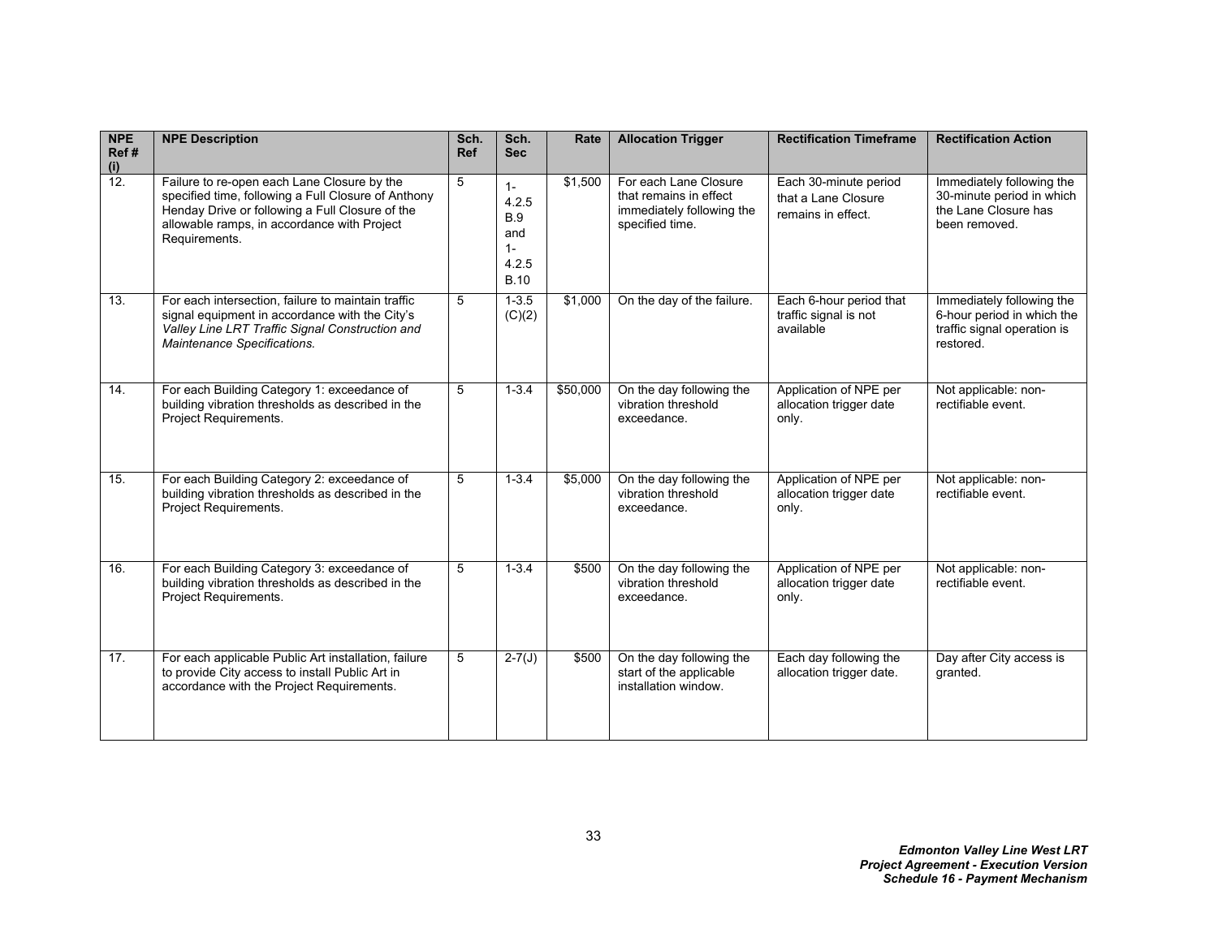| NPE Ref # (i) | NPE Description | Sch. Ref | Sch. Sec | Rate | Allocation Trigger | Rectification Timeframe | Rectification Action |
|---|---|---|---|---|---|---|---|
| 12. | Failure to re-open each Lane Closure by the specified time, following a Full Closure of Anthony Henday Drive or following a Full Closure of the allowable ramps, in accordance with Project Requirements. | 5 | 1-4.2.5 B.9 and 1-4.2.5 B.10 | $1,500 | For each Lane Closure that remains in effect immediately following the specified time. | Each 30-minute period that a Lane Closure remains in effect. | Immediately following the 30-minute period in which the Lane Closure has been removed. |
| 13. | For each intersection, failure to maintain traffic signal equipment in accordance with the City's *Valley Line LRT Traffic Signal Construction and Maintenance Specifications.* | 5 | 1-3.5 (C)(2) | $1,000 | On the day of the failure. | Each 6-hour period that traffic signal is not available | Immediately following the 6-hour period in which the traffic signal operation is restored. |
| 14. | For each Building Category 1: exceedance of building vibration thresholds as described in the Project Requirements. | 5 | 1-3.4 | $50,000 | On the day following the vibration threshold exceedance. | Application of NPE per allocation trigger date only. | Not applicable: non-rectifiable event. |
| 15. | For each Building Category 2: exceedance of building vibration thresholds as described in the Project Requirements. | 5 | 1-3.4 | $5,000 | On the day following the vibration threshold exceedance. | Application of NPE per allocation trigger date only. | Not applicable: non-rectifiable event. |
| 16. | For each Building Category 3: exceedance of building vibration thresholds as described in the Project Requirements. | 5 | 1-3.4 | $500 | On the day following the vibration threshold exceedance. | Application of NPE per allocation trigger date only. | Not applicable: non-rectifiable event. |
| 17. | For each applicable Public Art installation, failure to provide City access to install Public Art in accordance with the Project Requirements. | 5 | 2-7(J) | $500 | On the day following the start of the applicable installation window. | Each day following the allocation trigger date. | Day after City access is granted. |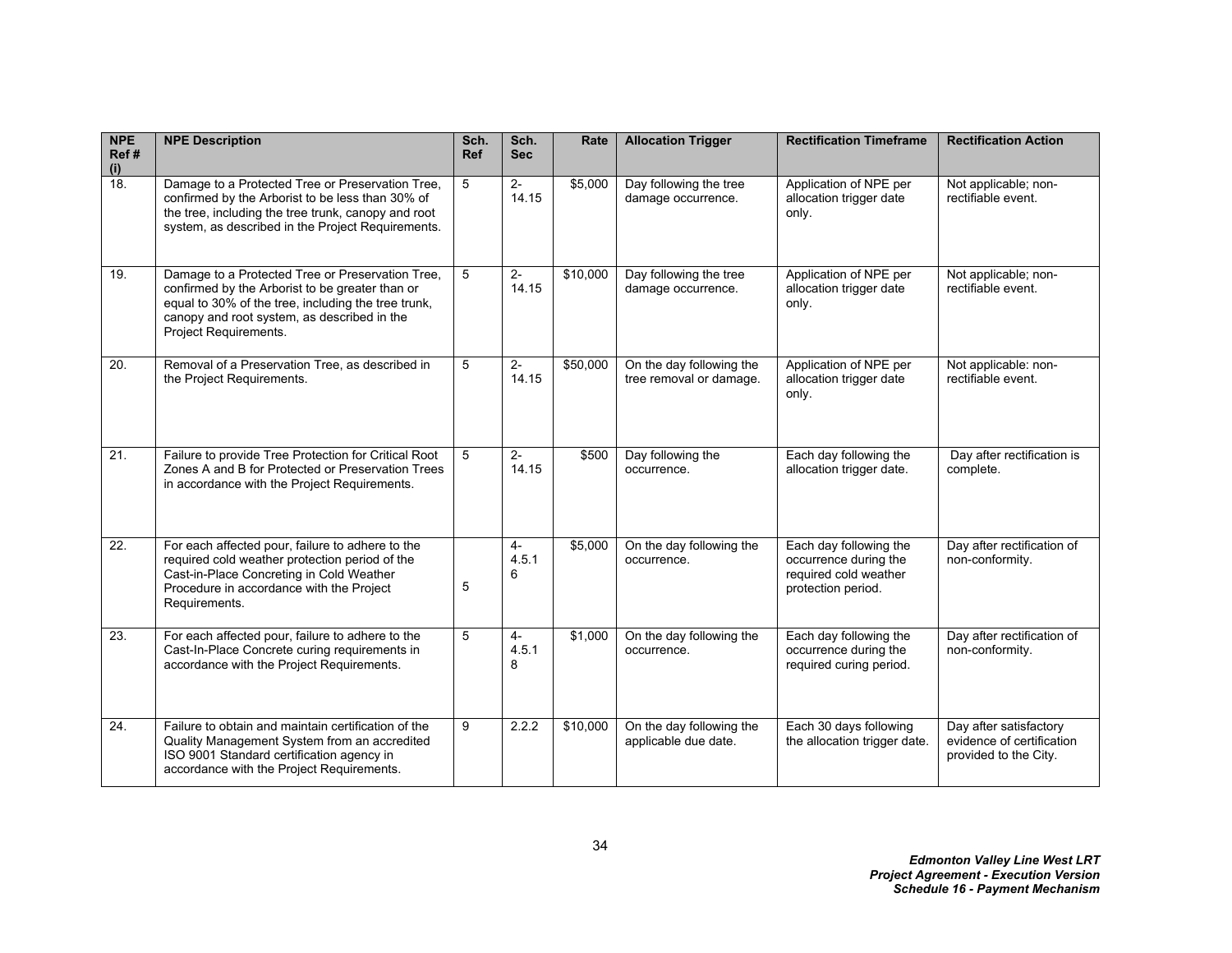| NPE Ref # (i) | NPE Description | Sch. Ref | Sch. Sec | Rate | Allocation Trigger | Rectification Timeframe | Rectification Action |
|---|---|---|---|---|---|---|---|
| 18. | Damage to a Protected Tree or Preservation Tree, confirmed by the Arborist to be less than 30% of the tree, including the tree trunk, canopy and root system, as described in the Project Requirements. | 5 | 2-14.15 | $5,000 | Day following the tree damage occurrence. | Application of NPE per allocation trigger date only. | Not applicable; non-rectifiable event. |
| 19. | Damage to a Protected Tree or Preservation Tree, confirmed by the Arborist to be greater than or equal to 30% of the tree, including the tree trunk, canopy and root system, as described in the Project Requirements. | 5 | 2-14.15 | $10,000 | Day following the tree damage occurrence. | Application of NPE per allocation trigger date only. | Not applicable; non-rectifiable event. |
| 20. | Removal of a Preservation Tree, as described in the Project Requirements. | 5 | 2-14.15 | $50,000 | On the day following the tree removal or damage. | Application of NPE per allocation trigger date only. | Not applicable: non-rectifiable event. |
| 21. | Failure to provide Tree Protection for Critical Root Zones A and B for Protected or Preservation Trees in accordance with the Project Requirements. | 5 | 2-14.15 | $500 | Day following the occurrence. | Each day following the allocation trigger date. | Day after rectification is complete. |
| 22. | For each affected pour, failure to adhere to the required cold weather protection period of the Cast-in-Place Concreting in Cold Weather Procedure in accordance with the Project Requirements. | 5 | 4-4.5.16 | $5,000 | On the day following the occurrence. | Each day following the occurrence during the required cold weather protection period. | Day after rectification of non-conformity. |
| 23. | For each affected pour, failure to adhere to the Cast-In-Place Concrete curing requirements in accordance with the Project Requirements. | 5 | 4-4.5.18 | $1,000 | On the day following the occurrence. | Each day following the occurrence during the required curing period. | Day after rectification of non-conformity. |
| 24. | Failure to obtain and maintain certification of the Quality Management System from an accredited ISO 9001 Standard certification agency in accordance with the Project Requirements. | 9 | 2.2.2 | $10,000 | On the day following the applicable due date. | Each 30 days following the allocation trigger date. | Day after satisfactory evidence of certification provided to the City. |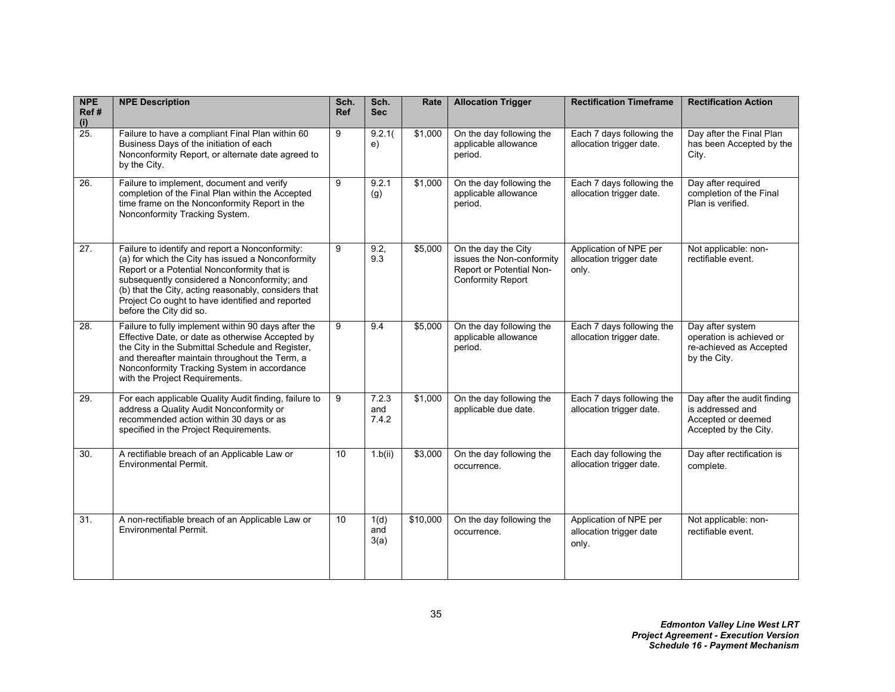| NPE Ref # (i) | NPE Description | Sch. Ref | Sch. Sec | Rate | Allocation Trigger | Rectification Timeframe | Rectification Action |
|---|---|---|---|---|---|---|---|
| 25. | Failure to have a compliant Final Plan within 60 Business Days of the initiation of each Nonconformity Report, or alternate date agreed to by the City. | 9 | 9.2.1(e) | $1,000 | On the day following the applicable allowance period. | Each 7 days following the allocation trigger date. | Day after the Final Plan has been Accepted by the City. |
| 26. | Failure to implement, document and verify completion of the Final Plan within the Accepted time frame on the Nonconformity Report in the Nonconformity Tracking System. | 9 | 9.2.1 (g) | $1,000 | On the day following the applicable allowance period. | Each 7 days following the allocation trigger date. | Day after required completion of the Final Plan is verified. |
| 27. | Failure to identify and report a Nonconformity: (a) for which the City has issued a Nonconformity Report or a Potential Nonconformity that is subsequently considered a Nonconformity; and (b) that the City, acting reasonably, considers that Project Co ought to have identified and reported before the City did so. | 9 | 9.2, 9.3 | $5,000 | On the day the City issues the Non-conformity Report or Potential Non-Conformity Report | Application of NPE per allocation trigger date only. | Not applicable: non-rectifiable event. |
| 28. | Failure to fully implement within 90 days after the Effective Date, or date as otherwise Accepted by the City in the Submittal Schedule and Register, and thereafter maintain throughout the Term, a Nonconformity Tracking System in accordance with the Project Requirements. | 9 | 9.4 | $5,000 | On the day following the applicable allowance period. | Each 7 days following the allocation trigger date. | Day after system operation is achieved or re-achieved as Accepted by the City. |
| 29. | For each applicable Quality Audit finding, failure to address a Quality Audit Nonconformity or recommended action within 30 days or as specified in the Project Requirements. | 9 | 7.2.3 and 7.4.2 | $1,000 | On the day following the applicable due date. | Each 7 days following the allocation trigger date. | Day after the audit finding is addressed and Accepted or deemed Accepted by the City. |
| 30. | A rectifiable breach of an Applicable Law or Environmental Permit. | 10 | 1.b(ii) | $3,000 | On the day following the occurrence. | Each day following the allocation trigger date. | Day after rectification is complete. |
| 31. | A non-rectifiable breach of an Applicable Law or Environmental Permit. | 10 | 1(d) and 3(a) | $10,000 | On the day following the occurrence. | Application of NPE per allocation trigger date only. | Not applicable: non-rectifiable event. |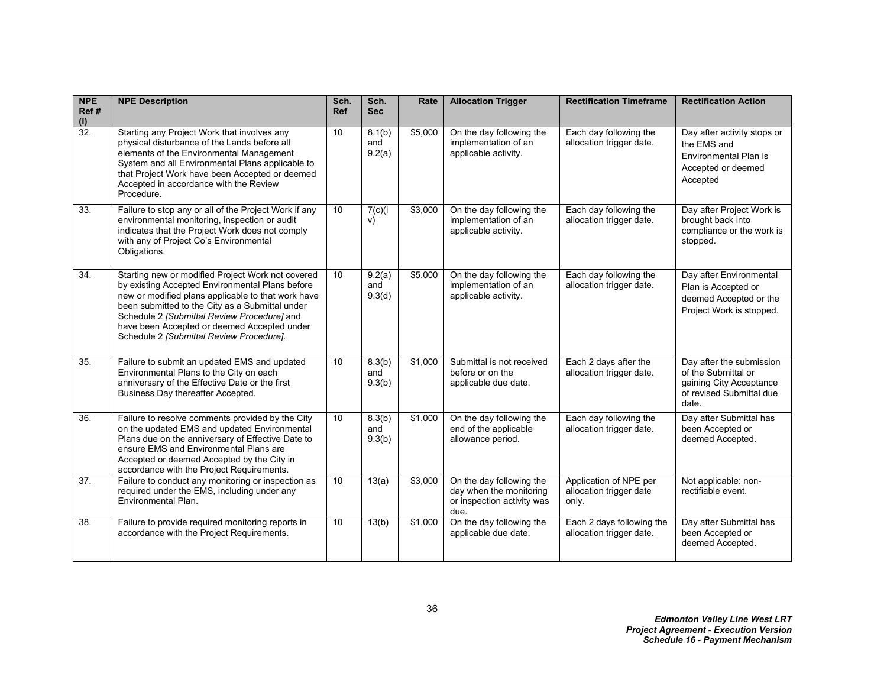| NPE Ref # (i) | NPE Description | Sch. Ref | Sch. Sec | Rate | Allocation Trigger | Rectification Timeframe | Rectification Action |
|---|---|---|---|---|---|---|---|
| 32. | Starting any Project Work that involves any physical disturbance of the Lands before all elements of the Environmental Management System and all Environmental Plans applicable to that Project Work have been Accepted or deemed Accepted in accordance with the Review Procedure. | 10 | 8.1(b) and 9.2(a) | $5,000 | On the day following the implementation of an applicable activity. | Each day following the allocation trigger date. | Day after activity stops or the EMS and Environmental Plan is Accepted or deemed Accepted |
| 33. | Failure to stop any or all of the Project Work if any environmental monitoring, inspection or audit indicates that the Project Work does not comply with any of Project Co's Environmental Obligations. | 10 | 7(c)(iv) | $3,000 | On the day following the implementation of an applicable activity. | Each day following the allocation trigger date. | Day after Project Work is brought back into compliance or the work is stopped. |
| 34. | Starting new or modified Project Work not covered by existing Accepted Environmental Plans before new or modified plans applicable to that work have been submitted to the City as a Submittal under Schedule 2 *[Submittal Review Procedure]* and have been Accepted or deemed Accepted under Schedule 2 *[Submittal Review Procedure]*. | 10 | 9.2(a) and 9.3(d) | $5,000 | On the day following the implementation of an applicable activity. | Each day following the allocation trigger date. | Day after Environmental Plan is Accepted or deemed Accepted or the Project Work is stopped. |
| 35. | Failure to submit an updated EMS and updated Environmental Plans to the City on each anniversary of the Effective Date or the first Business Day thereafter Accepted. | 10 | 8.3(b) and 9.3(b) | $1,000 | Submittal is not received before or on the applicable due date. | Each 2 days after the allocation trigger date. | Day after the submission of the Submittal or gaining City Acceptance of revised Submittal due date. |
| 36. | Failure to resolve comments provided by the City on the updated EMS and updated Environmental Plans due on the anniversary of Effective Date to ensure EMS and Environmental Plans are Accepted or deemed Accepted by the City in accordance with the Project Requirements. | 10 | 8.3(b) and 9.3(b) | $1,000 | On the day following the end of the applicable allowance period. | Each day following the allocation trigger date. | Day after Submittal has been Accepted or deemed Accepted. |
| 37. | Failure to conduct any monitoring or inspection as required under the EMS, including under any Environmental Plan. | 10 | 13(a) | $3,000 | On the day following the day when the monitoring or inspection activity was due. | Application of NPE per allocation trigger date only. | Not applicable: non-rectifiable event. |
| 38. | Failure to provide required monitoring reports in accordance with the Project Requirements. | 10 | 13(b) | $1,000 | On the day following the applicable due date. | Each 2 days following the allocation trigger date. | Day after Submittal has been Accepted or deemed Accepted. |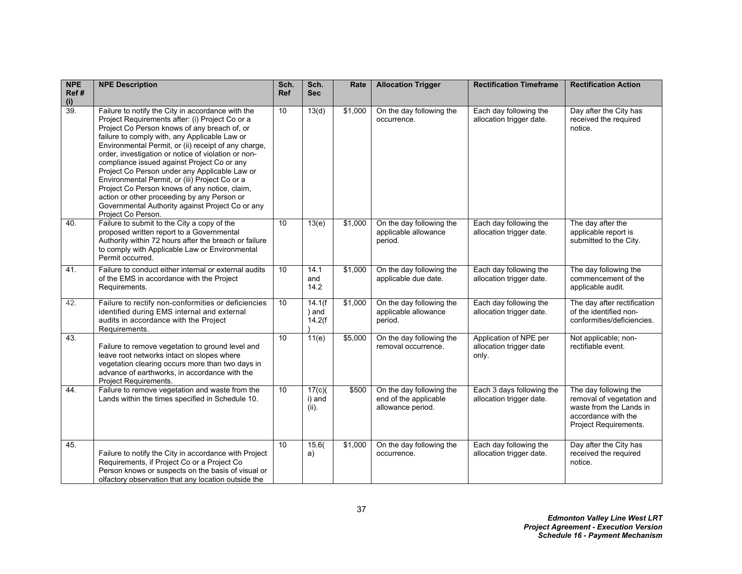| NPE Ref # (i) | NPE Description | Sch. Ref | Sch. Sec | Rate | Allocation Trigger | Rectification Timeframe | Rectification Action |
|---|---|---|---|---|---|---|---|
| 39. | Failure to notify the City in accordance with the Project Requirements after: (i) Project Co or a Project Co Person knows of any breach of, or failure to comply with, any Applicable Law or Environmental Permit, or (ii) receipt of any charge, order, investigation or notice of violation or non-compliance issued against Project Co or any Project Co Person under any Applicable Law or Environmental Permit, or (iii) Project Co or a Project Co Person knows of any notice, claim, action or other proceeding by any Person or Governmental Authority against Project Co or any Project Co Person. | 10 | 13(d) | $1,000 | On the day following the occurrence. | Each day following the allocation trigger date. | Day after the City has received the required notice. |
| 40. | Failure to submit to the City a copy of the proposed written report to a Governmental Authority within 72 hours after the breach or failure to comply with Applicable Law or Environmental Permit occurred. | 10 | 13(e) | $1,000 | On the day following the applicable allowance period. | Each day following the allocation trigger date. | The day after the applicable report is submitted to the City. |
| 41. | Failure to conduct either internal or external audits of the EMS in accordance with the Project Requirements. | 10 | 14.1 and 14.2 | $1,000 | On the day following the applicable due date. | Each day following the allocation trigger date. | The day following the commencement of the applicable audit. |
| 42. | Failure to rectify non-conformities or deficiencies identified during EMS internal and external audits in accordance with the Project Requirements. | 10 | 14.1(f) and 14.2(f) | $1,000 | On the day following the applicable allowance period. | Each day following the allocation trigger date. | The day after rectification of the identified non-conformities/deficiencies. |
| 43. | Failure to remove vegetation to ground level and leave root networks intact on slopes where vegetation clearing occurs more than two days in advance of earthworks, in accordance with the Project Requirements. | 10 | 11(e) | $5,000 | On the day following the removal occurrence. | Application of NPE per allocation trigger date only. | Not applicable; non-rectifiable event. |
| 44. | Failure to remove vegetation and waste from the Lands within the times specified in Schedule 10. | 10 | 17(c)(i) and (ii). | $500 | On the day following the end of the applicable allowance period. | Each 3 days following the allocation trigger date. | The day following the removal of vegetation and waste from the Lands in accordance with the Project Requirements. |
| 45. | Failure to notify the City in accordance with Project Requirements, if Project Co or a Project Co Person knows or suspects on the basis of visual or olfactory observation that any location outside the | 10 | 15.6(a) | $1,000 | On the day following the occurrence. | Each day following the allocation trigger date. | Day after the City has received the required notice. |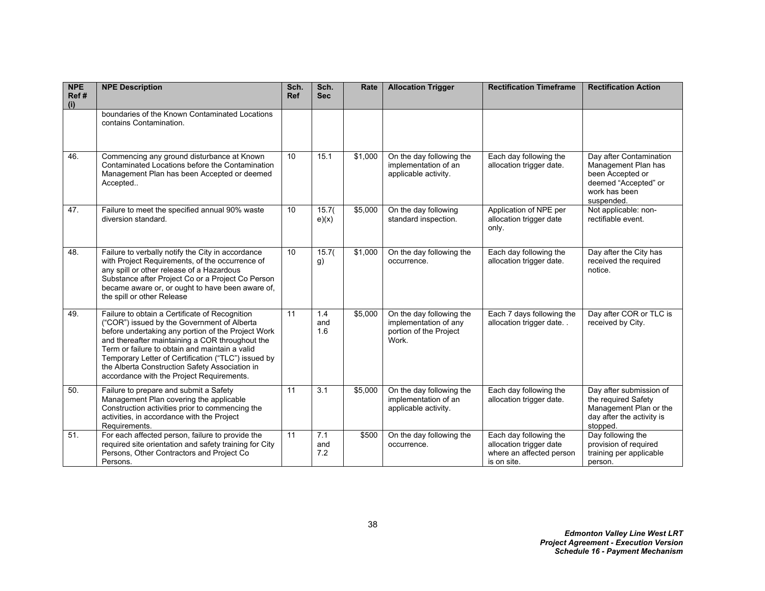| NPE Ref # (i) | NPE Description | Sch. Ref | Sch. Sec | Rate | Allocation Trigger | Rectification Timeframe | Rectification Action |
|---|---|---|---|---|---|---|---|
| | boundaries of the Known Contaminated Locations contains Contamination. | | | | | | |
| 46. | Commencing any ground disturbance at Known Contaminated Locations before the Contamination Management Plan has been Accepted or deemed Accepted.. | 10 | 15.1 | $1,000 | On the day following the implementation of an applicable activity. | Each day following the allocation trigger date. | Day after Contamination Management Plan has been Accepted or deemed "Accepted" or work has been suspended. |
| 47. | Failure to meet the specified annual 90% waste diversion standard. | 10 | 15.7(e)(x) | $5,000 | On the day following standard inspection. | Application of NPE per allocation trigger date only. | Not applicable: non-rectifiable event. |
| 48. | Failure to verbally notify the City in accordance with Project Requirements, of the occurrence of any spill or other release of a Hazardous Substance after Project Co or a Project Co Person became aware or, or ought to have been aware of, the spill or other Release | 10 | 15.7(g) | $1,000 | On the day following the occurrence. | Each day following the allocation trigger date. | Day after the City has received the required notice. |
| 49. | Failure to obtain a Certificate of Recognition ("COR") issued by the Government of Alberta before undertaking any portion of the Project Work and thereafter maintaining a COR throughout the Term or failure to obtain and maintain a valid Temporary Letter of Certification ("TLC") issued by the Alberta Construction Safety Association in accordance with the Project Requirements. | 11 | 1.4 and 1.6 | $5,000 | On the day following the implementation of any portion of the Project Work. | Each 7 days following the allocation trigger date. . | Day after COR or TLC is received by City. |
| 50. | Failure to prepare and submit a Safety Management Plan covering the applicable Construction activities prior to commencing the activities, in accordance with the Project Requirements. | 11 | 3.1 | $5,000 | On the day following the implementation of an applicable activity. | Each day following the allocation trigger date. | Day after submission of the required Safety Management Plan or the day after the activity is stopped. |
| 51. | For each affected person, failure to provide the required site orientation and safety training for City Persons, Other Contractors and Project Co Persons. | 11 | 7.1 and 7.2 | $500 | On the day following the occurrence. | Each day following the allocation trigger date where an affected person is on site. | Day following the provision of required training per applicable person. |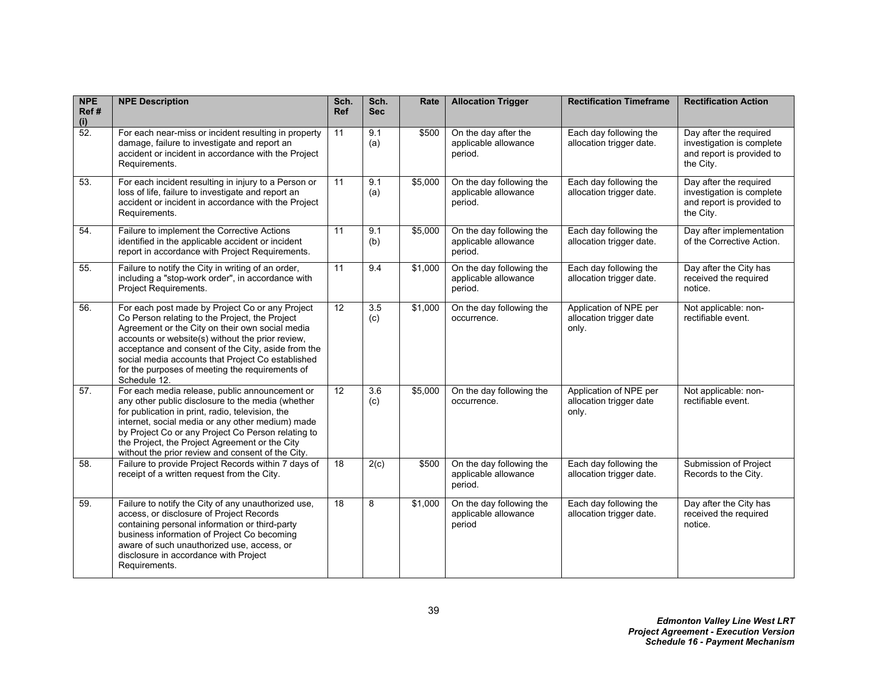| NPE Ref # (i) | NPE Description | Sch. Ref | Sch. Sec | Rate | Allocation Trigger | Rectification Timeframe | Rectification Action |
|---|---|---|---|---|---|---|---|
| 52. | For each near-miss or incident resulting in property damage, failure to investigate and report an accident or incident in accordance with the Project Requirements. | 11 | 9.1 (a) | $500 | On the day after the applicable allowance period. | Each day following the allocation trigger date. | Day after the required investigation is complete and report is provided to the City. |
| 53. | For each incident resulting in injury to a Person or loss of life, failure to investigate and report an accident or incident in accordance with the Project Requirements. | 11 | 9.1 (a) | $5,000 | On the day following the applicable allowance period. | Each day following the allocation trigger date. | Day after the required investigation is complete and report is provided to the City. |
| 54. | Failure to implement the Corrective Actions identified in the applicable accident or incident report in accordance with Project Requirements. | 11 | 9.1 (b) | $5,000 | On the day following the applicable allowance period. | Each day following the allocation trigger date. | Day after implementation of the Corrective Action. |
| 55. | Failure to notify the City in writing of an order, including a "stop-work order", in accordance with Project Requirements. | 11 | 9.4 | $1,000 | On the day following the applicable allowance period. | Each day following the allocation trigger date. | Day after the City has received the required notice. |
| 56. | For each post made by Project Co or any Project Co Person relating to the Project, the Project Agreement or the City on their own social media accounts or website(s) without the prior review, acceptance and consent of the City, aside from the social media accounts that Project Co established for the purposes of meeting the requirements of Schedule 12. | 12 | 3.5 (c) | $1,000 | On the day following the occurrence. | Application of NPE per allocation trigger date only. | Not applicable: non-rectifiable event. |
| 57. | For each media release, public announcement or any other public disclosure to the media (whether for publication in print, radio, television, the internet, social media or any other medium) made by Project Co or any Project Co Person relating to the Project, the Project Agreement or the City without the prior review and consent of the City. | 12 | 3.6 (c) | $5,000 | On the day following the occurrence. | Application of NPE per allocation trigger date only. | Not applicable: non-rectifiable event. |
| 58. | Failure to provide Project Records within 7 days of receipt of a written request from the City. | 18 | 2(c) | $500 | On the day following the applicable allowance period. | Each day following the allocation trigger date. | Submission of Project Records to the City. |
| 59. | Failure to notify the City of any unauthorized use, access, or disclosure of Project Records containing personal information or third-party business information of Project Co becoming aware of such unauthorized use, access, or disclosure in accordance with Project Requirements. | 18 | 8 | $1,000 | On the day following the applicable allowance period | Each day following the allocation trigger date. | Day after the City has received the required notice. |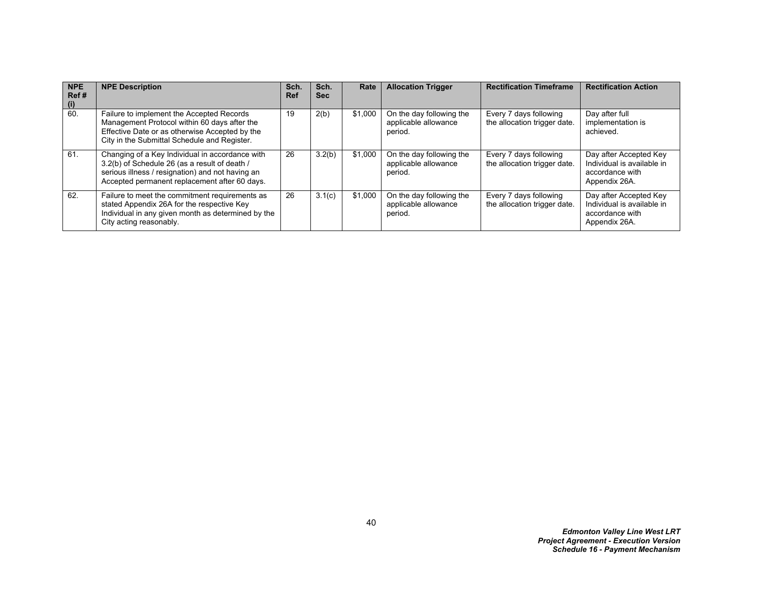| NPE Ref # (i) | NPE Description | Sch. Ref | Sch. Sec | Rate | Allocation Trigger | Rectification Timeframe | Rectification Action |
|---|---|---|---|---|---|---|---|
| 60. | Failure to implement the Accepted Records Management Protocol within 60 days after the Effective Date or as otherwise Accepted by the City in the Submittal Schedule and Register. | 19 | 2(b) | $1,000 | On the day following the applicable allowance period. | Every 7 days following the allocation trigger date. | Day after full implementation is achieved. |
| 61. | Changing of a Key Individual in accordance with 3.2(b) of Schedule 26 (as a result of death / serious illness / resignation) and not having an Accepted permanent replacement after 60 days. | 26 | 3.2(b) | $1,000 | On the day following the applicable allowance period. | Every 7 days following the allocation trigger date. | Day after Accepted Key Individual is available in accordance with Appendix 26A. |
| 62. | Failure to meet the commitment requirements as stated Appendix 26A for the respective Key Individual in any given month as determined by the City acting reasonably. | 26 | 3.1(c) | $1,000 | On the day following the applicable allowance period. | Every 7 days following the allocation trigger date. | Day after Accepted Key Individual is available in accordance with Appendix 26A. |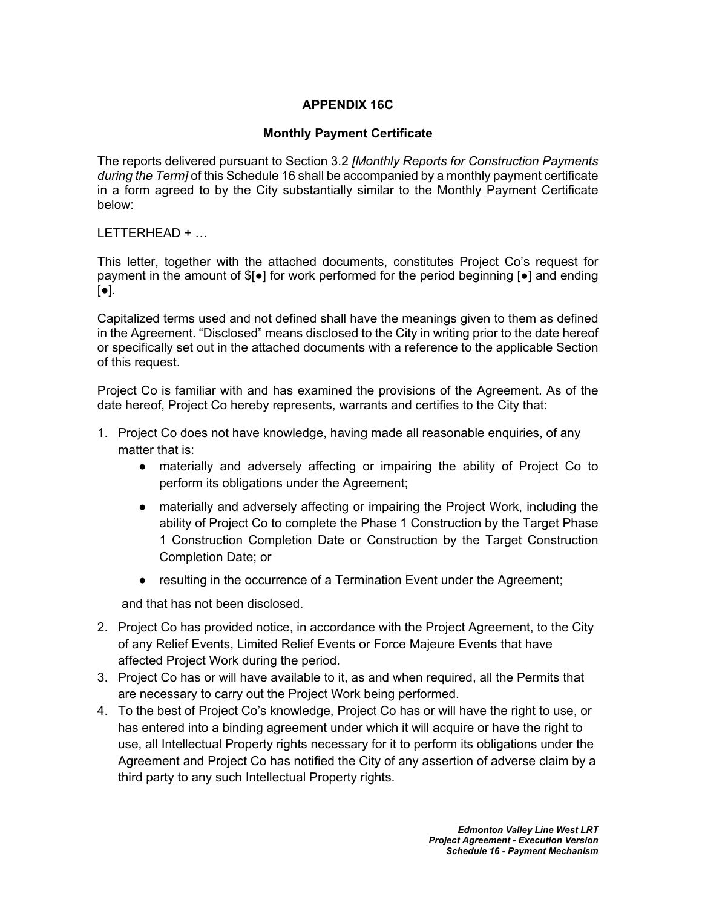# APPENDIX 16C

## Monthly Payment Certificate

The reports delivered pursuant to Section 3.2 *[Monthly Reports for Construction Payments during the Term]* of this Schedule 16 shall be accompanied by a monthly payment certificate in a form agreed to by the City substantially similar to the Monthly Payment Certificate below:

LETTERHEAD + …

This letter, together with the attached documents, constitutes Project Co's request for payment in the amount of $[●] for work performed for the period beginning [●] and ending [●].

Capitalized terms used and not defined shall have the meanings given to them as defined in the Agreement. "Disclosed" means disclosed to the City in writing prior to the date hereof or specifically set out in the attached documents with a reference to the applicable Section of this request.

Project Co is familiar with and has examined the provisions of the Agreement. As of the date hereof, Project Co hereby represents, warrants and certifies to the City that:

1. Project Co does not have knowledge, having made all reasonable enquiries, of any matter that is:
   - materially and adversely affecting or impairing the ability of Project Co to perform its obligations under the Agreement;
   - materially and adversely affecting or impairing the Project Work, including the ability of Project Co to complete the Phase 1 Construction by the Target Phase 1 Construction Completion Date or Construction by the Target Construction Completion Date; or
   - resulting in the occurrence of a Termination Event under the Agreement;

   and that has not been disclosed.
2. Project Co has provided notice, in accordance with the Project Agreement, to the City of any Relief Events, Limited Relief Events or Force Majeure Events that have affected Project Work during the period.
3. Project Co has or will have available to it, as and when required, all the Permits that are necessary to carry out the Project Work being performed.
4. To the best of Project Co's knowledge, Project Co has or will have the right to use, or has entered into a binding agreement under which it will acquire or have the right to use, all Intellectual Property rights necessary for it to perform its obligations under the Agreement and Project Co has notified the City of any assertion of adverse claim by a third party to any such Intellectual Property rights.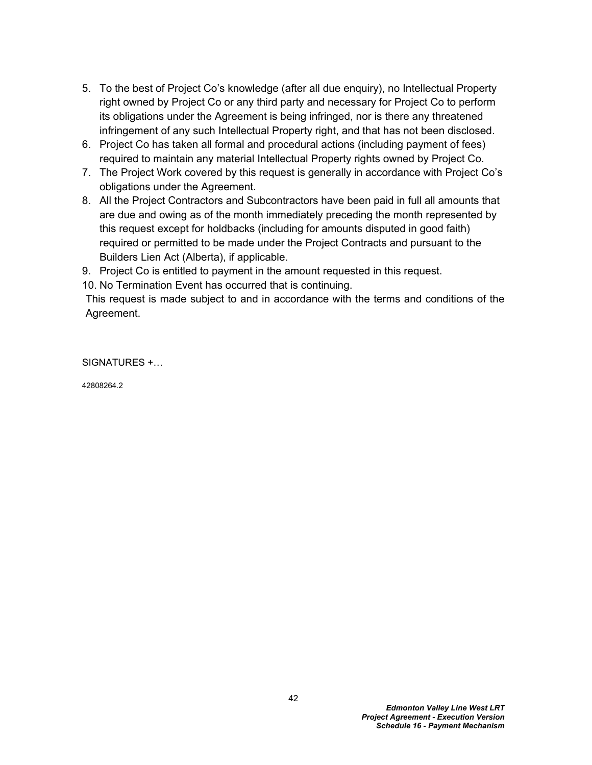5. To the best of Project Co's knowledge (after all due enquiry), no Intellectual Property right owned by Project Co or any third party and necessary for Project Co to perform its obligations under the Agreement is being infringed, nor is there any threatened infringement of any such Intellectual Property right, and that has not been disclosed.
6. Project Co has taken all formal and procedural actions (including payment of fees) required to maintain any material Intellectual Property rights owned by Project Co.
7. The Project Work covered by this request is generally in accordance with Project Co's obligations under the Agreement.
8. All the Project Contractors and Subcontractors have been paid in full all amounts that are due and owing as of the month immediately preceding the month represented by this request except for holdbacks (including for amounts disputed in good faith) required or permitted to be made under the Project Contracts and pursuant to the Builders Lien Act (Alberta), if applicable.
9. Project Co is entitled to payment in the amount requested in this request.
10. No Termination Event has occurred that is continuing.

This request is made subject to and in accordance with the terms and conditions of the Agreement.

SIGNATURES +…

42808264.2